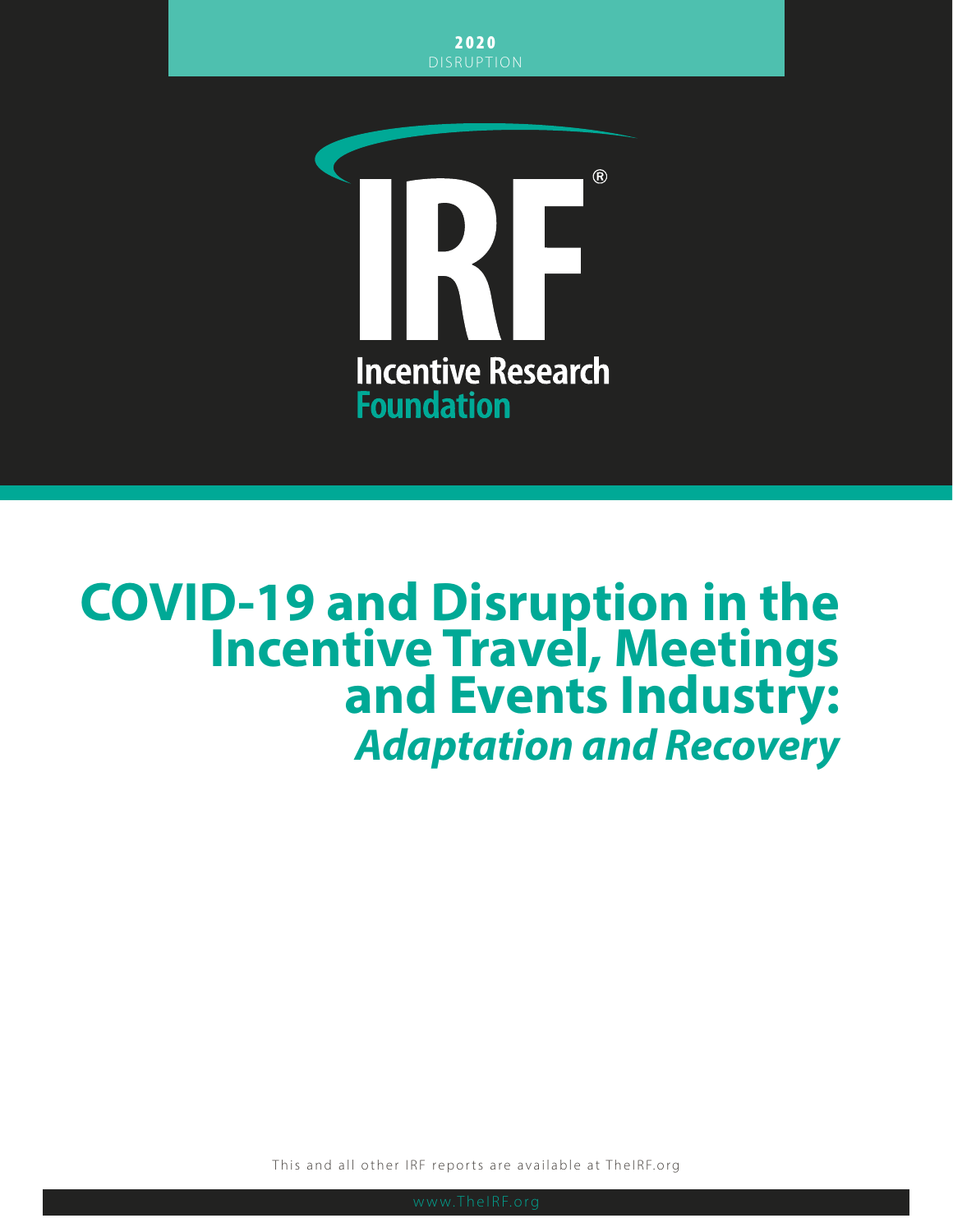**2020**
DISRUPTION

Incentive Research Foundation

# COVID-19 and Disruption in the Incentive Travel, Meetings and Events Industry: *Adaptation and Recovery*

This and all other IRF reports are available at TheIRF.org

www.TheIRF.org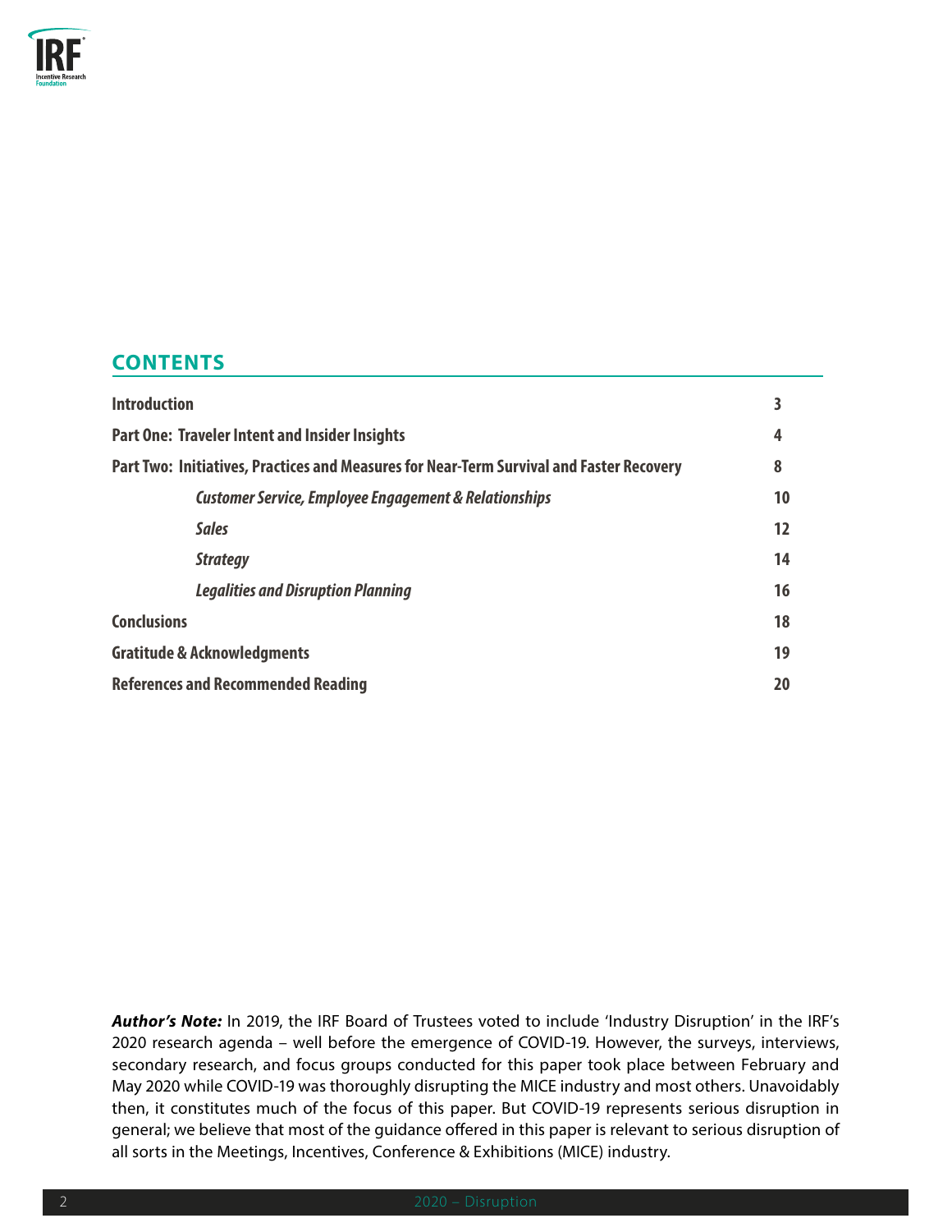## CONTENTS

| | |
|---|---|
| **Introduction** | **3** |
| **Part One: Traveler Intent and Insider Insights** | **4** |
| **Part Two: Initiatives, Practices and Measures for Near-Term Survival and Faster Recovery** | **8** |
| ***Customer Service, Employee Engagement & Relationships*** | **10** |
| ***Sales*** | **12** |
| ***Strategy*** | **14** |
| ***Legalities and Disruption Planning*** | **16** |
| **Conclusions** | **18** |
| **Gratitude & Acknowledgments** | **19** |
| **References and Recommended Reading** | **20** |

***Author's Note:*** In 2019, the IRF Board of Trustees voted to include 'Industry Disruption' in the IRF's 2020 research agenda – well before the emergence of COVID-19. However, the surveys, interviews, secondary research, and focus groups conducted for this paper took place between February and May 2020 while COVID-19 was thoroughly disrupting the MICE industry and most others. Unavoidably then, it constitutes much of the focus of this paper. But COVID-19 represents serious disruption in general; we believe that most of the guidance offered in this paper is relevant to serious disruption of all sorts in the Meetings, Incentives, Conference & Exhibitions (MICE) industry.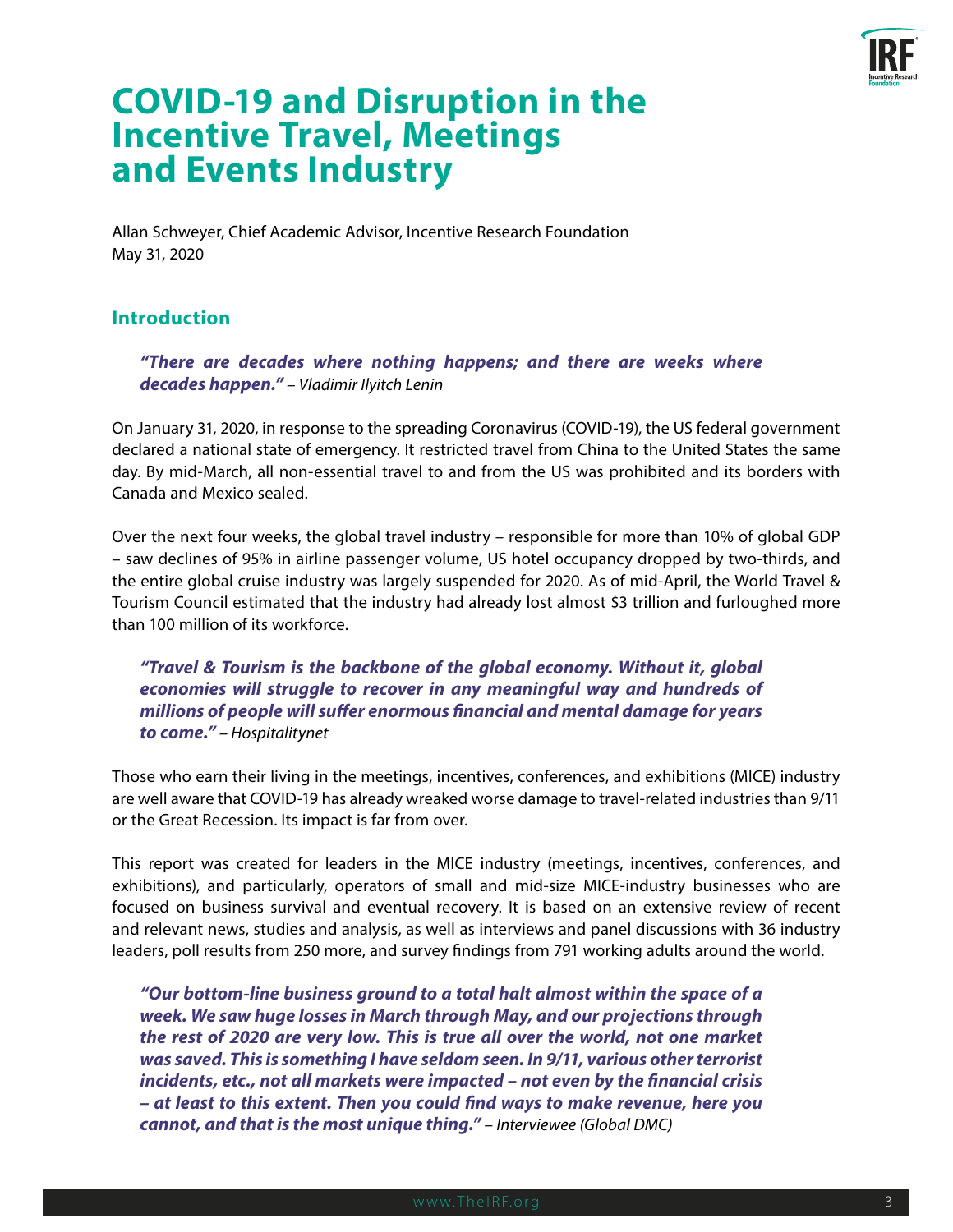# COVID-19 and Disruption in the Incentive Travel, Meetings and Events Industry

Allan Schweyer, Chief Academic Advisor, Incentive Research Foundation
May 31, 2020

## Introduction

> ***"There are decades where nothing happens; and there are weeks where decades happen."*** *– Vladimir Ilyitch Lenin*

On January 31, 2020, in response to the spreading Coronavirus (COVID-19), the US federal government declared a national state of emergency. It restricted travel from China to the United States the same day. By mid-March, all non-essential travel to and from the US was prohibited and its borders with Canada and Mexico sealed.

Over the next four weeks, the global travel industry – responsible for more than 10% of global GDP – saw declines of 95% in airline passenger volume, US hotel occupancy dropped by two-thirds, and the entire global cruise industry was largely suspended for 2020. As of mid-April, the World Travel & Tourism Council estimated that the industry had already lost almost $3 trillion and furloughed more than 100 million of its workforce.

> ***"Travel & Tourism is the backbone of the global economy. Without it, global economies will struggle to recover in any meaningful way and hundreds of millions of people will suffer enormous financial and mental damage for years to come."*** *– Hospitalitynet*

Those who earn their living in the meetings, incentives, conferences, and exhibitions (MICE) industry are well aware that COVID-19 has already wreaked worse damage to travel-related industries than 9/11 or the Great Recession. Its impact is far from over.

This report was created for leaders in the MICE industry (meetings, incentives, conferences, and exhibitions), and particularly, operators of small and mid-size MICE-industry businesses who are focused on business survival and eventual recovery. It is based on an extensive review of recent and relevant news, studies and analysis, as well as interviews and panel discussions with 36 industry leaders, poll results from 250 more, and survey findings from 791 working adults around the world.

> ***"Our bottom-line business ground to a total halt almost within the space of a week. We saw huge losses in March through May, and our projections through the rest of 2020 are very low. This is true all over the world, not one market was saved. This is something I have seldom seen. In 9/11, various other terrorist incidents, etc., not all markets were impacted – not even by the financial crisis – at least to this extent. Then you could find ways to make revenue, here you cannot, and that is the most unique thing."*** *– Interviewee (Global DMC)*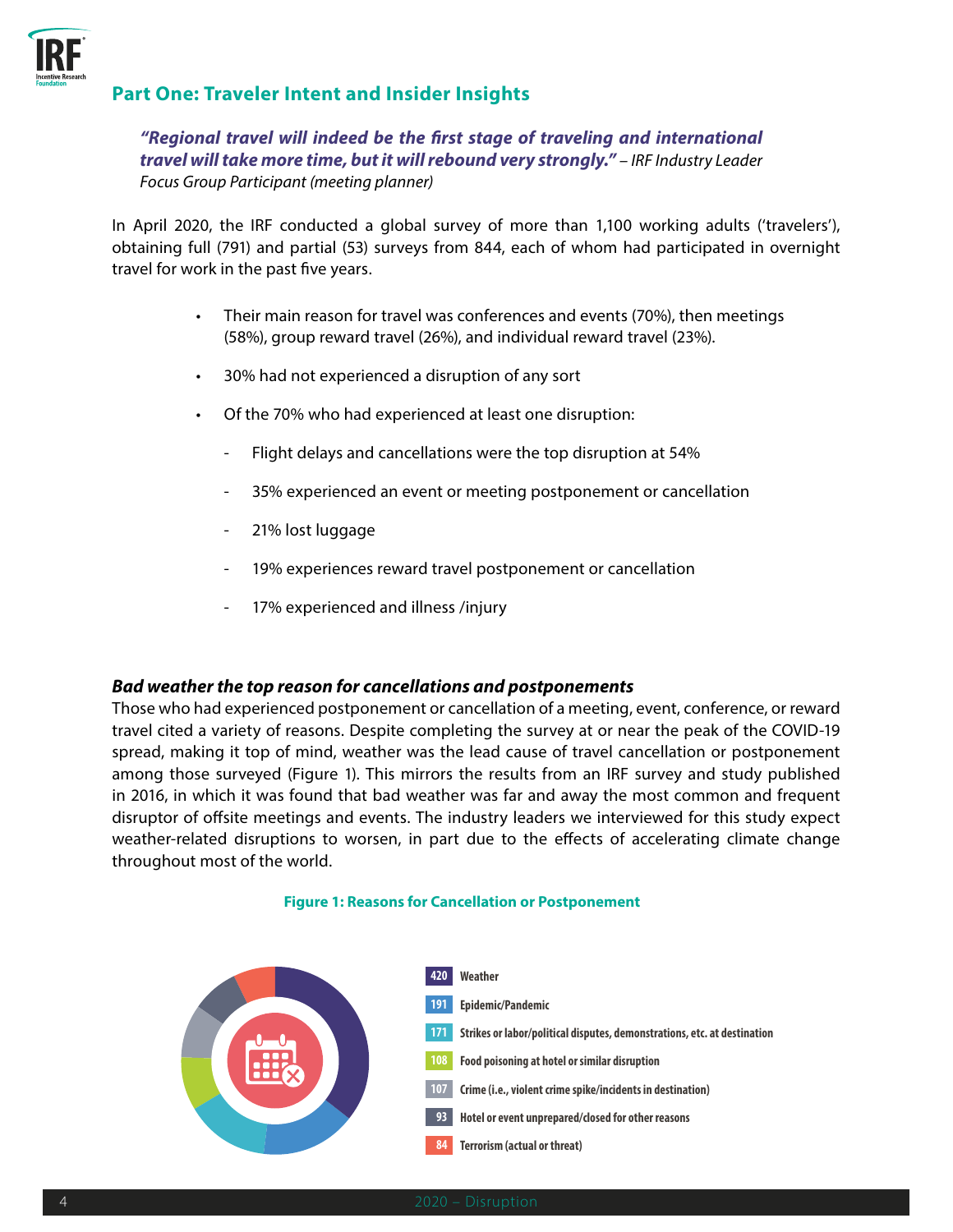## Part One: Traveler Intent and Insider Insights

> ***"Regional travel will indeed be the first stage of traveling and international travel will take more time, but it will rebound very strongly."*** *– IRF Industry Leader Focus Group Participant (meeting planner)*

In April 2020, the IRF conducted a global survey of more than 1,100 working adults ('travelers'), obtaining full (791) and partial (53) surveys from 844, each of whom had participated in overnight travel for work in the past five years.

- Their main reason for travel was conferences and events (70%), then meetings (58%), group reward travel (26%), and individual reward travel (23%).
- 30% had not experienced a disruption of any sort
- Of the 70% who had experienced at least one disruption:
  - Flight delays and cancellations were the top disruption at 54%
  - 35% experienced an event or meeting postponement or cancellation
  - 21% lost luggage
  - 19% experiences reward travel postponement or cancellation
  - 17% experienced and illness /injury

### *Bad weather the top reason for cancellations and postponements*

Those who had experienced postponement or cancellation of a meeting, event, conference, or reward travel cited a variety of reasons. Despite completing the survey at or near the peak of the COVID-19 spread, making it top of mind, weather was the lead cause of travel cancellation or postponement among those surveyed (Figure 1). This mirrors the results from an IRF survey and study published in 2016, in which it was found that bad weather was far and away the most common and frequent disruptor of offsite meetings and events. The industry leaders we interviewed for this study expect weather-related disruptions to worsen, in part due to the effects of accelerating climate change throughout most of the world.

**Figure 1: Reasons for Cancellation or Postponement**

| Count | Reason |
|---|---|
| 420 | Weather |
| 191 | Epidemic/Pandemic |
| 171 | Strikes or labor/political disputes, demonstrations, etc. at destination |
| 108 | Food poisoning at hotel or similar disruption |
| 107 | Crime (i.e., violent crime spike/incidents in destination) |
| 93 | Hotel or event unprepared/closed for other reasons |
| 84 | Terrorism (actual or threat) |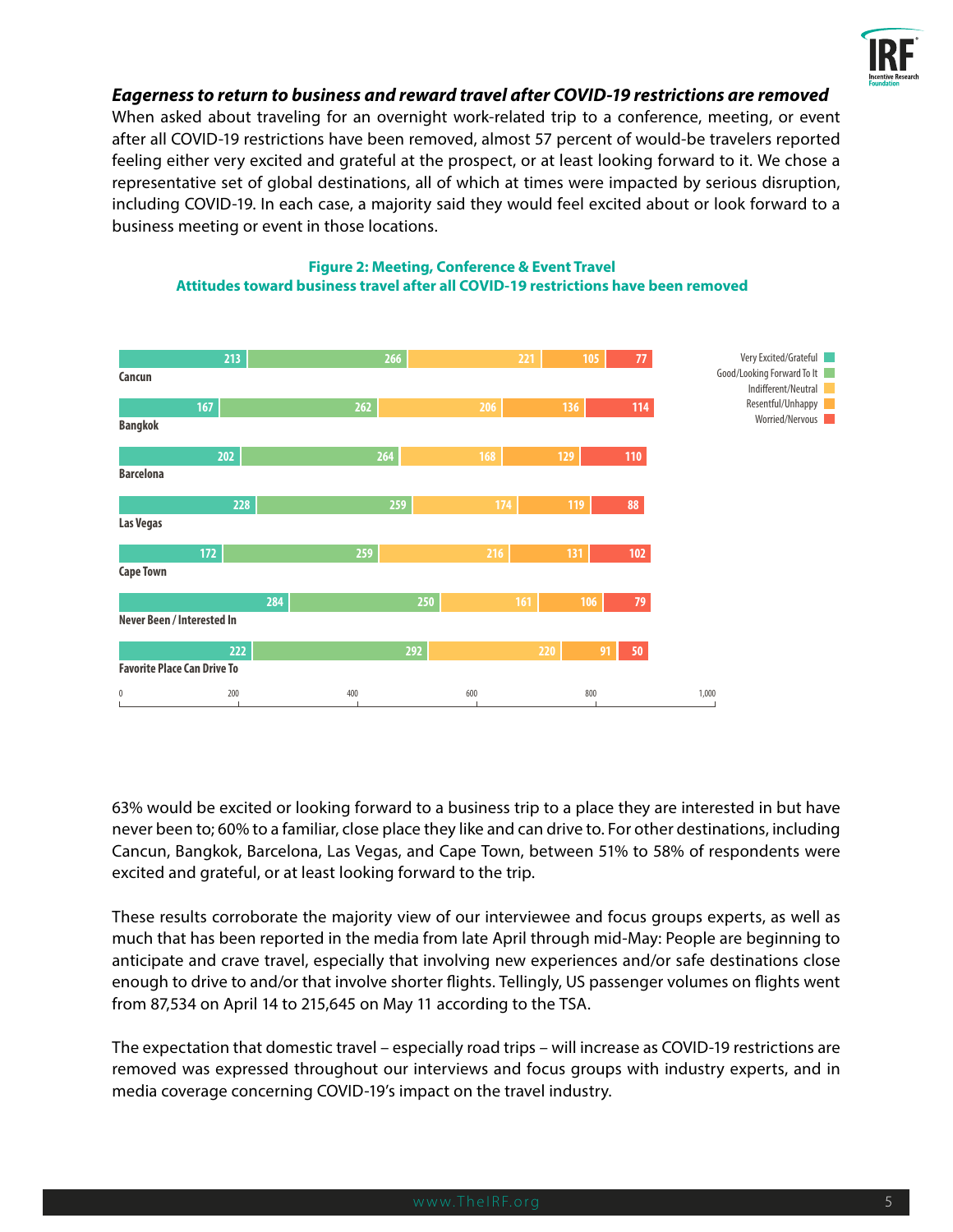### *Eagerness to return to business and reward travel after COVID-19 restrictions are removed*

When asked about traveling for an overnight work-related trip to a conference, meeting, or event after all COVID-19 restrictions have been removed, almost 57 percent of would-be travelers reported feeling either very excited and grateful at the prospect, or at least looking forward to it. We chose a representative set of global destinations, all of which at times were impacted by serious disruption, including COVID-19. In each case, a majority said they would feel excited about or look forward to a business meeting or event in those locations.

**Figure 2: Meeting, Conference & Event Travel**
**Attitudes toward business travel after all COVID-19 restrictions have been removed**

| Destination | Very Excited/Grateful | Good/Looking Forward To It | Indifferent/Neutral | Resentful/Unhappy | Worried/Nervous |
|---|---|---|---|---|---|
| Cancun | 213 | 266 | 221 | 105 | 77 |
| Bangkok | 167 | 262 | 206 | 136 | 114 |
| Barcelona | 202 | 264 | 168 | 129 | 110 |
| Las Vegas | 228 | 259 | 174 | 119 | 88 |
| Cape Town | 172 | 259 | 216 | 131 | 102 |
| Never Been / Interested In | 284 | 250 | 161 | 106 | 79 |
| Favorite Place Can Drive To | 222 | 292 | 220 | 91 | 50 |

63% would be excited or looking forward to a business trip to a place they are interested in but have never been to; 60% to a familiar, close place they like and can drive to. For other destinations, including Cancun, Bangkok, Barcelona, Las Vegas, and Cape Town, between 51% to 58% of respondents were excited and grateful, or at least looking forward to the trip.

These results corroborate the majority view of our interviewee and focus groups experts, as well as much that has been reported in the media from late April through mid-May: People are beginning to anticipate and crave travel, especially that involving new experiences and/or safe destinations close enough to drive to and/or that involve shorter flights. Tellingly, US passenger volumes on flights went from 87,534 on April 14 to 215,645 on May 11 according to the TSA.

The expectation that domestic travel – especially road trips – will increase as COVID-19 restrictions are removed was expressed throughout our interviews and focus groups with industry experts, and in media coverage concerning COVID-19's impact on the travel industry.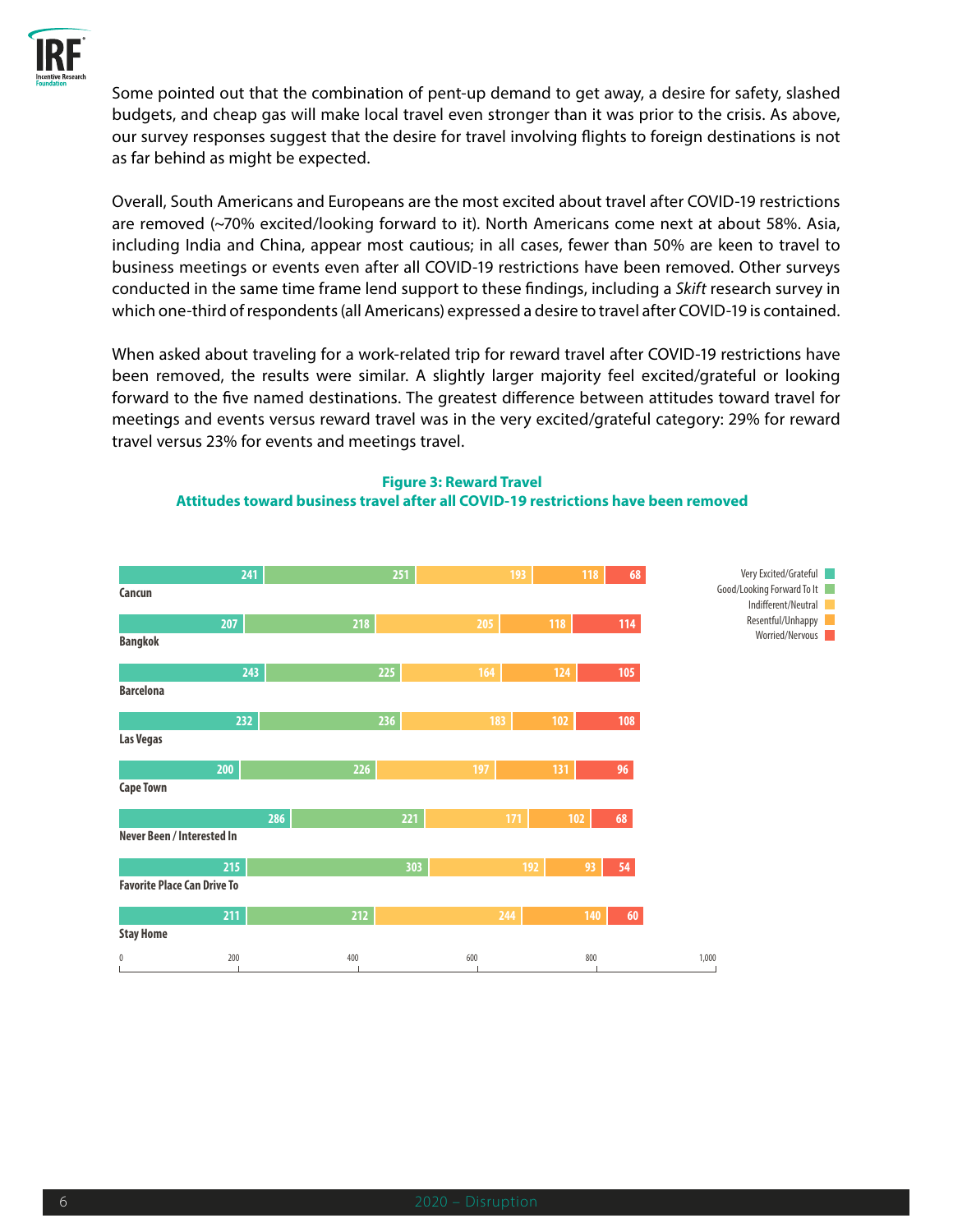Some pointed out that the combination of pent-up demand to get away, a desire for safety, slashed budgets, and cheap gas will make local travel even stronger than it was prior to the crisis. As above, our survey responses suggest that the desire for travel involving flights to foreign destinations is not as far behind as might be expected.

Overall, South Americans and Europeans are the most excited about travel after COVID-19 restrictions are removed (~70% excited/looking forward to it). North Americans come next at about 58%. Asia, including India and China, appear most cautious; in all cases, fewer than 50% are keen to travel to business meetings or events even after all COVID-19 restrictions have been removed. Other surveys conducted in the same time frame lend support to these findings, including a *Skift* research survey in which one-third of respondents (all Americans) expressed a desire to travel after COVID-19 is contained.

When asked about traveling for a work-related trip for reward travel after COVID-19 restrictions have been removed, the results were similar. A slightly larger majority feel excited/grateful or looking forward to the five named destinations. The greatest difference between attitudes toward travel for meetings and events versus reward travel was in the very excited/grateful category: 29% for reward travel versus 23% for events and meetings travel.

**Figure 3: Reward Travel**
**Attitudes toward business travel after all COVID-19 restrictions have been removed**

| | Very Excited/Grateful | Good/Looking Forward To It | Indifferent/Neutral | Resentful/Unhappy | Worried/Nervous |
|---|---|---|---|---|---|
| Cancun | 241 | 251 | 193 | 118 | 68 |
| Bangkok | 207 | 218 | 205 | 118 | 114 |
| Barcelona | 243 | 225 | 164 | 124 | 105 |
| Las Vegas | 232 | 236 | 183 | 102 | 108 |
| Cape Town | 200 | 226 | 197 | 131 | 96 |
| Never Been / Interested In | 286 | 221 | 171 | 102 | 68 |
| Favorite Place Can Drive To | 215 | 303 | 192 | 93 | 54 |
| Stay Home | 211 | 212 | 244 | 140 | 60 |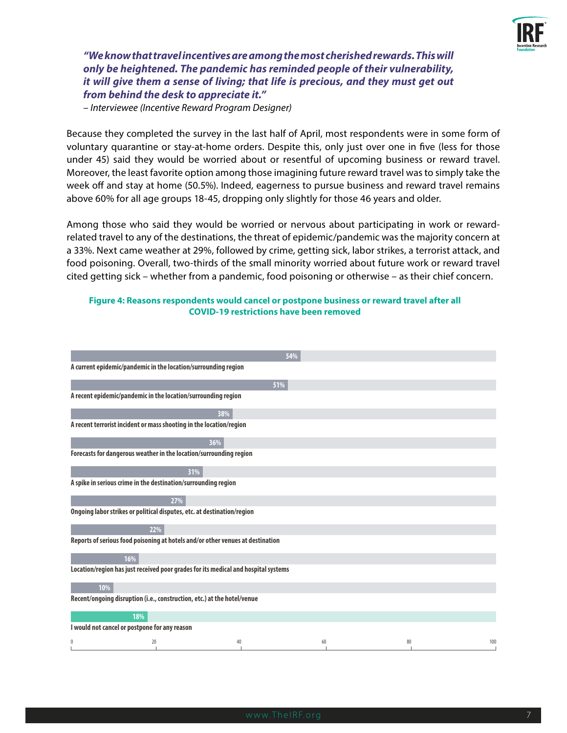***"We know that travel incentives are among the most cherished rewards. This will only be heightened. The pandemic has reminded people of their vulnerability, it will give them a sense of living; that life is precious, and they must get out from behind the desk to appreciate it."***

*– Interviewee (Incentive Reward Program Designer)*

Because they completed the survey in the last half of April, most respondents were in some form of voluntary quarantine or stay-at-home orders. Despite this, only just over one in five (less for those under 45) said they would be worried about or resentful of upcoming business or reward travel. Moreover, the least favorite option among those imagining future reward travel was to simply take the week off and stay at home (50.5%). Indeed, eagerness to pursue business and reward travel remains above 60% for all age groups 18-45, dropping only slightly for those 46 years and older.

Among those who said they would be worried or nervous about participating in work or reward-related travel to any of the destinations, the threat of epidemic/pandemic was the majority concern at a 33%. Next came weather at 29%, followed by crime, getting sick, labor strikes, a terrorist attack, and food poisoning. Overall, two-thirds of the small minority worried about future work or reward travel cited getting sick – whether from a pandemic, food poisoning or otherwise – as their chief concern.

**Figure 4: Reasons respondents would cancel or postpone business or reward travel after all COVID-19 restrictions have been removed**

| Reason | % |
|---|---|
| A current epidemic/pandemic in the location/surrounding region | 54% |
| A recent epidemic/pandemic in the location/surrounding region | 51% |
| A recent terrorist incident or mass shooting in the location/region | 38% |
| Forecasts for dangerous weather in the location/surrounding region | 36% |
| A spike in serious crime in the destination/surrounding region | 31% |
| Ongoing labor strikes or political disputes, etc. at destination/region | 27% |
| Reports of serious food poisoning at hotels and/or other venues at destination | 22% |
| Location/region has just received poor grades for its medical and hospital systems | 16% |
| Recent/ongoing disruption (i.e., construction, etc.) at the hotel/venue | 10% |
| I would not cancel or postpone for any reason | 18% |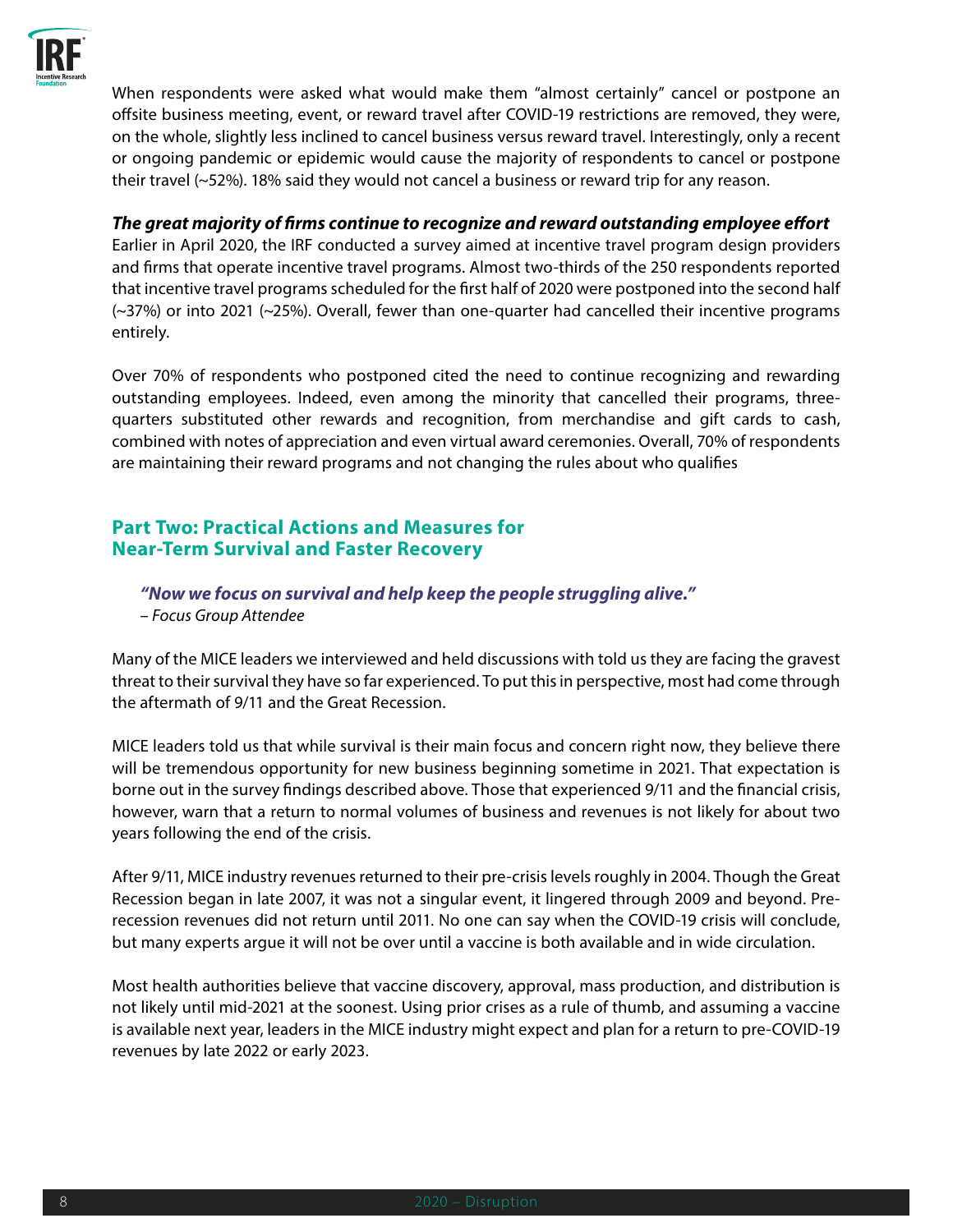When respondents were asked what would make them "almost certainly" cancel or postpone an offsite business meeting, event, or reward travel after COVID-19 restrictions are removed, they were, on the whole, slightly less inclined to cancel business versus reward travel. Interestingly, only a recent or ongoing pandemic or epidemic would cause the majority of respondents to cancel or postpone their travel (~52%). 18% said they would not cancel a business or reward trip for any reason.

***The great majority of firms continue to recognize and reward outstanding employee effort***

Earlier in April 2020, the IRF conducted a survey aimed at incentive travel program design providers and firms that operate incentive travel programs. Almost two-thirds of the 250 respondents reported that incentive travel programs scheduled for the first half of 2020 were postponed into the second half (~37%) or into 2021 (~25%). Overall, fewer than one-quarter had cancelled their incentive programs entirely.

Over 70% of respondents who postponed cited the need to continue recognizing and rewarding outstanding employees. Indeed, even among the minority that cancelled their programs, three-quarters substituted other rewards and recognition, from merchandise and gift cards to cash, combined with notes of appreciation and even virtual award ceremonies. Overall, 70% of respondents are maintaining their reward programs and not changing the rules about who qualifies

## Part Two: Practical Actions and Measures for Near-Term Survival and Faster Recovery

> ***"Now we focus on survival and help keep the people struggling alive."***
> *– Focus Group Attendee*

Many of the MICE leaders we interviewed and held discussions with told us they are facing the gravest threat to their survival they have so far experienced. To put this in perspective, most had come through the aftermath of 9/11 and the Great Recession.

MICE leaders told us that while survival is their main focus and concern right now, they believe there will be tremendous opportunity for new business beginning sometime in 2021. That expectation is borne out in the survey findings described above. Those that experienced 9/11 and the financial crisis, however, warn that a return to normal volumes of business and revenues is not likely for about two years following the end of the crisis.

After 9/11, MICE industry revenues returned to their pre-crisis levels roughly in 2004. Though the Great Recession began in late 2007, it was not a singular event, it lingered through 2009 and beyond. Pre-recession revenues did not return until 2011. No one can say when the COVID-19 crisis will conclude, but many experts argue it will not be over until a vaccine is both available and in wide circulation.

Most health authorities believe that vaccine discovery, approval, mass production, and distribution is not likely until mid-2021 at the soonest. Using prior crises as a rule of thumb, and assuming a vaccine is available next year, leaders in the MICE industry might expect and plan for a return to pre-COVID-19 revenues by late 2022 or early 2023.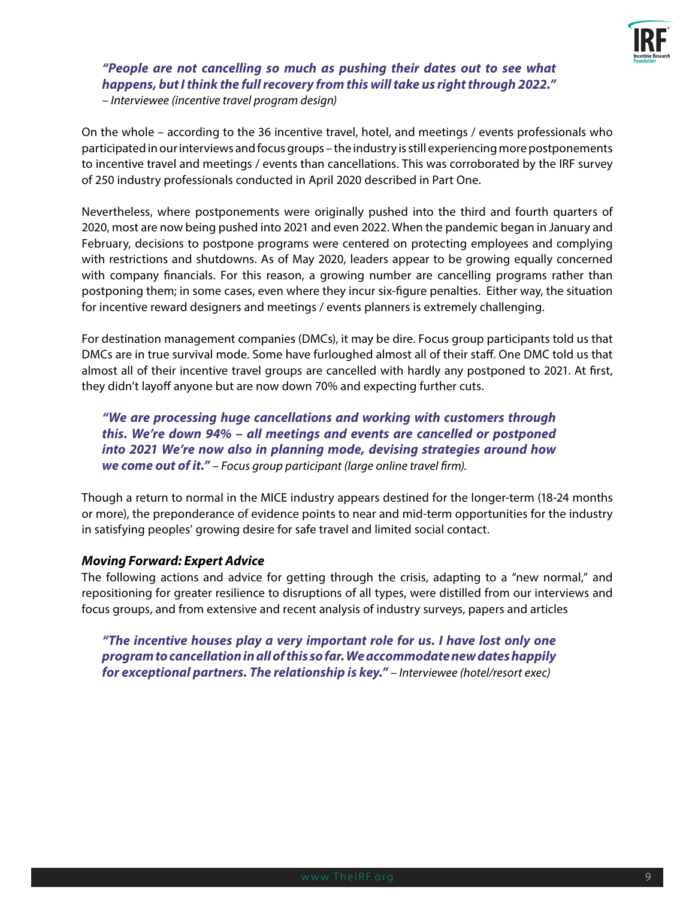***"People are not cancelling so much as pushing their dates out to see what happens, but I think the full recovery from this will take us right through 2022."***
*– Interviewee (incentive travel program design)*

On the whole – according to the 36 incentive travel, hotel, and meetings / events professionals who participated in our interviews and focus groups – the industry is still experiencing more postponements to incentive travel and meetings / events than cancellations. This was corroborated by the IRF survey of 250 industry professionals conducted in April 2020 described in Part One.

Nevertheless, where postponements were originally pushed into the third and fourth quarters of 2020, most are now being pushed into 2021 and even 2022. When the pandemic began in January and February, decisions to postpone programs were centered on protecting employees and complying with restrictions and shutdowns. As of May 2020, leaders appear to be growing equally concerned with company financials. For this reason, a growing number are cancelling programs rather than postponing them; in some cases, even where they incur six-figure penalties. Either way, the situation for incentive reward designers and meetings / events planners is extremely challenging.

For destination management companies (DMCs), it may be dire. Focus group participants told us that DMCs are in true survival mode. Some have furloughed almost all of their staff. One DMC told us that almost all of their incentive travel groups are cancelled with hardly any postponed to 2021. At first, they didn't layoff anyone but are now down 70% and expecting further cuts.

***"We are processing huge cancellations and working with customers through this. We're down 94% – all meetings and events are cancelled or postponed into 2021 We're now also in planning mode, devising strategies around how we come out of it."*** *– Focus group participant (large online travel firm).*

Though a return to normal in the MICE industry appears destined for the longer-term (18-24 months or more), the preponderance of evidence points to near and mid-term opportunities for the industry in satisfying peoples' growing desire for safe travel and limited social contact.

### ***Moving Forward: Expert Advice***

The following actions and advice for getting through the crisis, adapting to a "new normal," and repositioning for greater resilience to disruptions of all types, were distilled from our interviews and focus groups, and from extensive and recent analysis of industry surveys, papers and articles

***"The incentive houses play a very important role for us. I have lost only one program to cancellation in all of this so far. We accommodate new dates happily for exceptional partners. The relationship is key."*** *– Interviewee (hotel/resort exec)*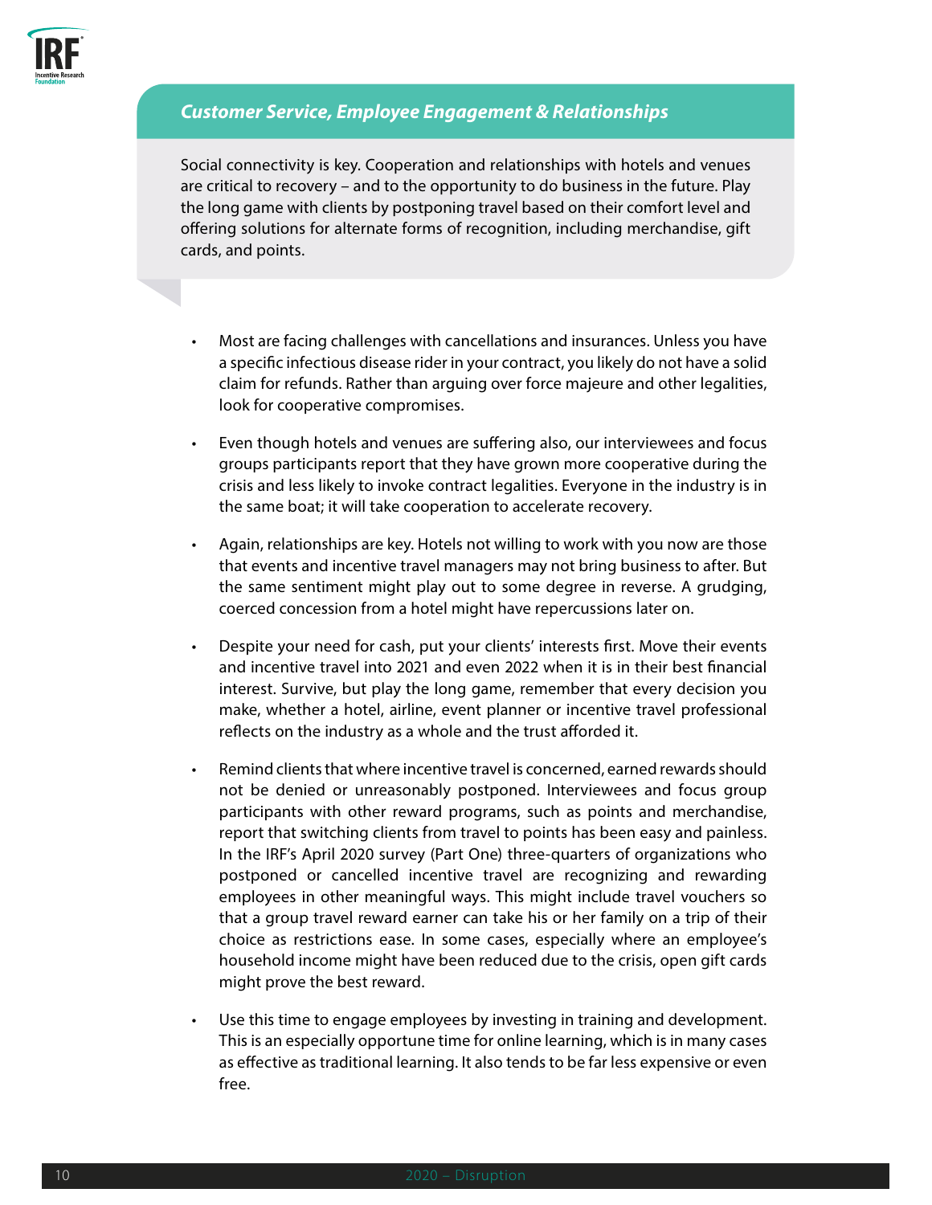## *Customer Service, Employee Engagement & Relationships*

Social connectivity is key. Cooperation and relationships with hotels and venues are critical to recovery – and to the opportunity to do business in the future. Play the long game with clients by postponing travel based on their comfort level and offering solutions for alternate forms of recognition, including merchandise, gift cards, and points.

- Most are facing challenges with cancellations and insurances. Unless you have a specific infectious disease rider in your contract, you likely do not have a solid claim for refunds. Rather than arguing over force majeure and other legalities, look for cooperative compromises.

- Even though hotels and venues are suffering also, our interviewees and focus groups participants report that they have grown more cooperative during the crisis and less likely to invoke contract legalities. Everyone in the industry is in the same boat; it will take cooperation to accelerate recovery.

- Again, relationships are key. Hotels not willing to work with you now are those that events and incentive travel managers may not bring business to after. But the same sentiment might play out to some degree in reverse. A grudging, coerced concession from a hotel might have repercussions later on.

- Despite your need for cash, put your clients' interests first. Move their events and incentive travel into 2021 and even 2022 when it is in their best financial interest. Survive, but play the long game, remember that every decision you make, whether a hotel, airline, event planner or incentive travel professional reflects on the industry as a whole and the trust afforded it.

- Remind clients that where incentive travel is concerned, earned rewards should not be denied or unreasonably postponed. Interviewees and focus group participants with other reward programs, such as points and merchandise, report that switching clients from travel to points has been easy and painless. In the IRF's April 2020 survey (Part One) three-quarters of organizations who postponed or cancelled incentive travel are recognizing and rewarding employees in other meaningful ways. This might include travel vouchers so that a group travel reward earner can take his or her family on a trip of their choice as restrictions ease. In some cases, especially where an employee's household income might have been reduced due to the crisis, open gift cards might prove the best reward.

- Use this time to engage employees by investing in training and development. This is an especially opportune time for online learning, which is in many cases as effective as traditional learning. It also tends to be far less expensive or even free.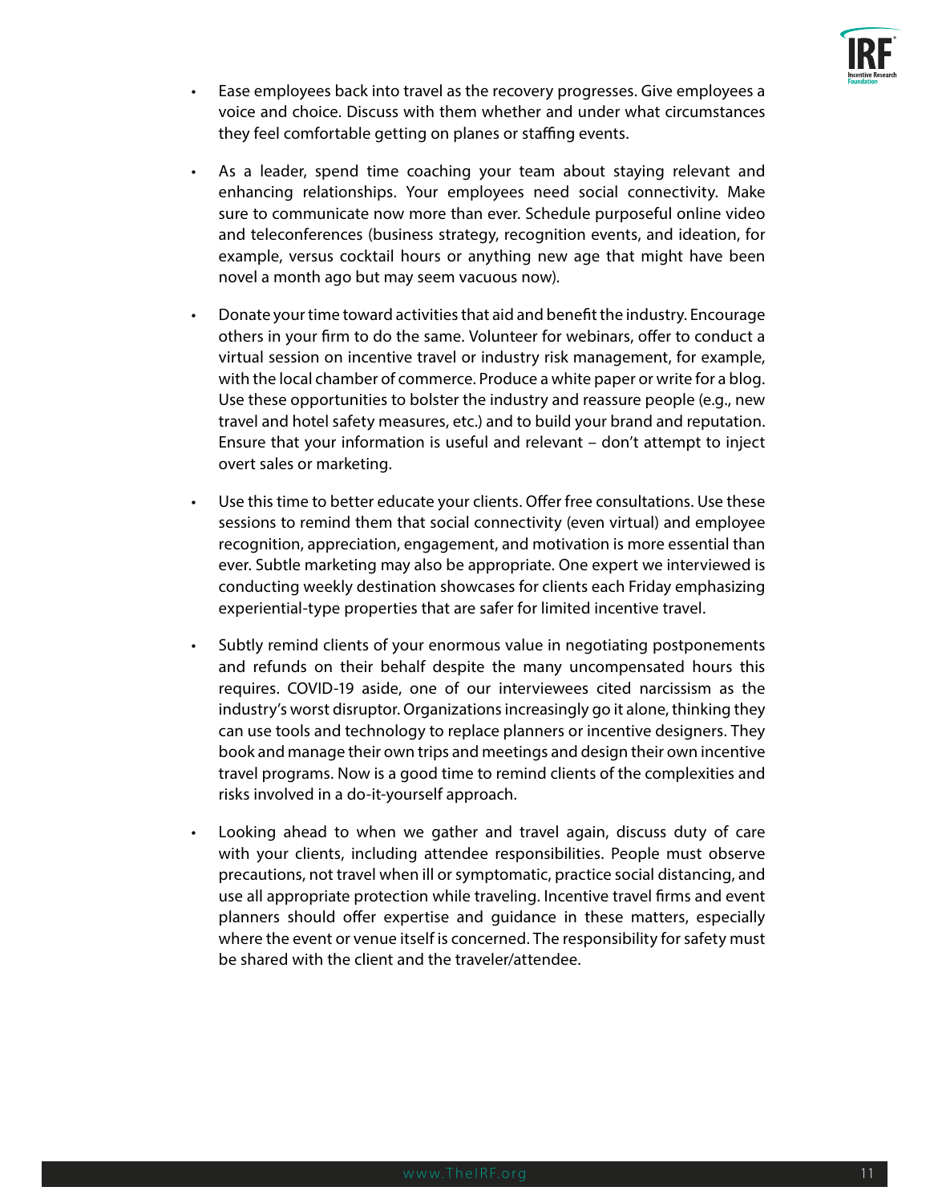- Ease employees back into travel as the recovery progresses. Give employees a voice and choice. Discuss with them whether and under what circumstances they feel comfortable getting on planes or staffing events.

- As a leader, spend time coaching your team about staying relevant and enhancing relationships. Your employees need social connectivity. Make sure to communicate now more than ever. Schedule purposeful online video and teleconferences (business strategy, recognition events, and ideation, for example, versus cocktail hours or anything new age that might have been novel a month ago but may seem vacuous now).

- Donate your time toward activities that aid and benefit the industry. Encourage others in your firm to do the same. Volunteer for webinars, offer to conduct a virtual session on incentive travel or industry risk management, for example, with the local chamber of commerce. Produce a white paper or write for a blog. Use these opportunities to bolster the industry and reassure people (e.g., new travel and hotel safety measures, etc.) and to build your brand and reputation. Ensure that your information is useful and relevant – don't attempt to inject overt sales or marketing.

- Use this time to better educate your clients. Offer free consultations. Use these sessions to remind them that social connectivity (even virtual) and employee recognition, appreciation, engagement, and motivation is more essential than ever. Subtle marketing may also be appropriate. One expert we interviewed is conducting weekly destination showcases for clients each Friday emphasizing experiential-type properties that are safer for limited incentive travel.

- Subtly remind clients of your enormous value in negotiating postponements and refunds on their behalf despite the many uncompensated hours this requires. COVID-19 aside, one of our interviewees cited narcissism as the industry's worst disruptor. Organizations increasingly go it alone, thinking they can use tools and technology to replace planners or incentive designers. They book and manage their own trips and meetings and design their own incentive travel programs. Now is a good time to remind clients of the complexities and risks involved in a do-it-yourself approach.

- Looking ahead to when we gather and travel again, discuss duty of care with your clients, including attendee responsibilities. People must observe precautions, not travel when ill or symptomatic, practice social distancing, and use all appropriate protection while traveling. Incentive travel firms and event planners should offer expertise and guidance in these matters, especially where the event or venue itself is concerned. The responsibility for safety must be shared with the client and the traveler/attendee.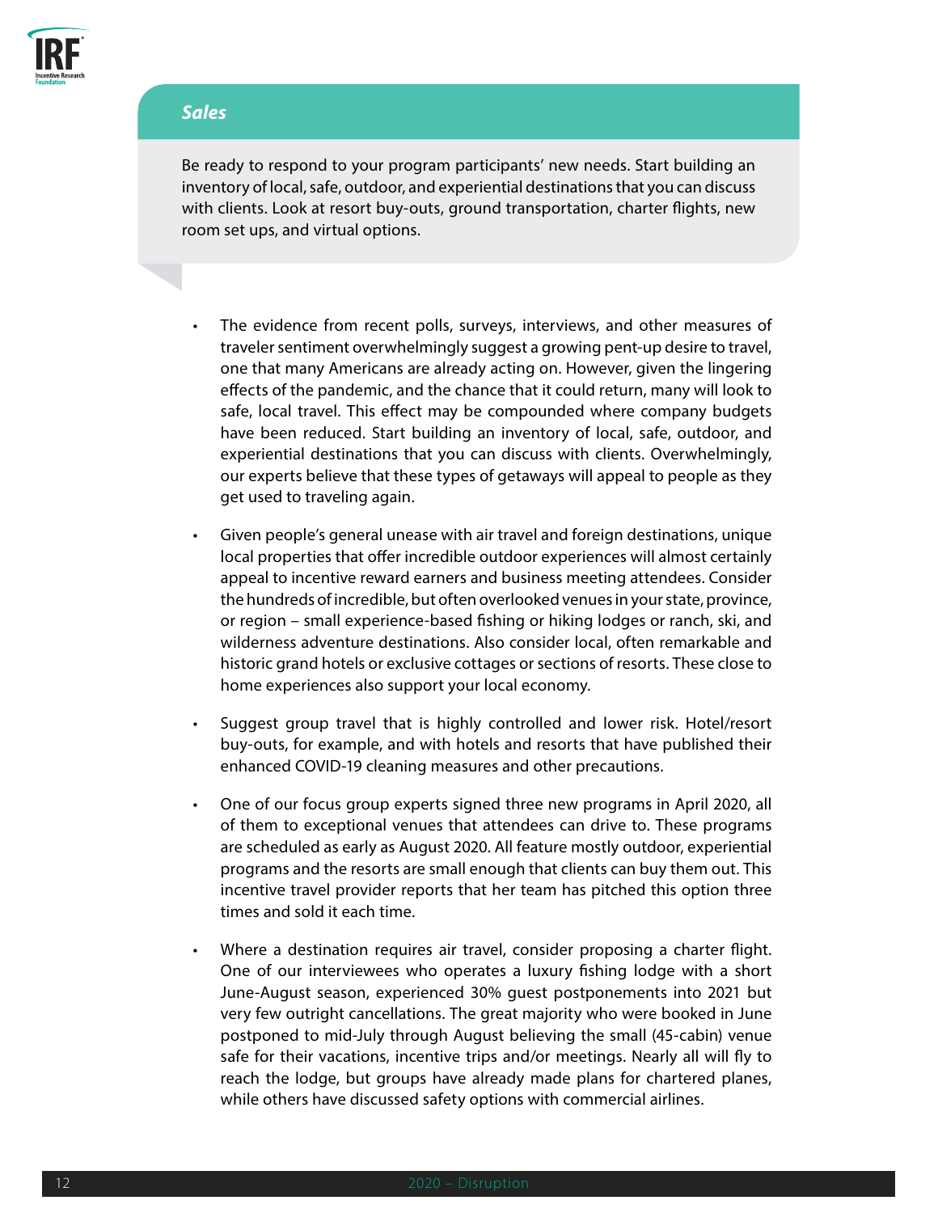## *Sales*

Be ready to respond to your program participants' new needs. Start building an inventory of local, safe, outdoor, and experiential destinations that you can discuss with clients. Look at resort buy-outs, ground transportation, charter flights, new room set ups, and virtual options.

- The evidence from recent polls, surveys, interviews, and other measures of traveler sentiment overwhelmingly suggest a growing pent-up desire to travel, one that many Americans are already acting on. However, given the lingering effects of the pandemic, and the chance that it could return, many will look to safe, local travel. This effect may be compounded where company budgets have been reduced. Start building an inventory of local, safe, outdoor, and experiential destinations that you can discuss with clients. Overwhelmingly, our experts believe that these types of getaways will appeal to people as they get used to traveling again.

- Given people's general unease with air travel and foreign destinations, unique local properties that offer incredible outdoor experiences will almost certainly appeal to incentive reward earners and business meeting attendees. Consider the hundreds of incredible, but often overlooked venues in your state, province, or region – small experience-based fishing or hiking lodges or ranch, ski, and wilderness adventure destinations. Also consider local, often remarkable and historic grand hotels or exclusive cottages or sections of resorts. These close to home experiences also support your local economy.

- Suggest group travel that is highly controlled and lower risk. Hotel/resort buy-outs, for example, and with hotels and resorts that have published their enhanced COVID-19 cleaning measures and other precautions.

- One of our focus group experts signed three new programs in April 2020, all of them to exceptional venues that attendees can drive to. These programs are scheduled as early as August 2020. All feature mostly outdoor, experiential programs and the resorts are small enough that clients can buy them out. This incentive travel provider reports that her team has pitched this option three times and sold it each time.

- Where a destination requires air travel, consider proposing a charter flight. One of our interviewees who operates a luxury fishing lodge with a short June-August season, experienced 30% guest postponements into 2021 but very few outright cancellations. The great majority who were booked in June postponed to mid-July through August believing the small (45-cabin) venue safe for their vacations, incentive trips and/or meetings. Nearly all will fly to reach the lodge, but groups have already made plans for chartered planes, while others have discussed safety options with commercial airlines.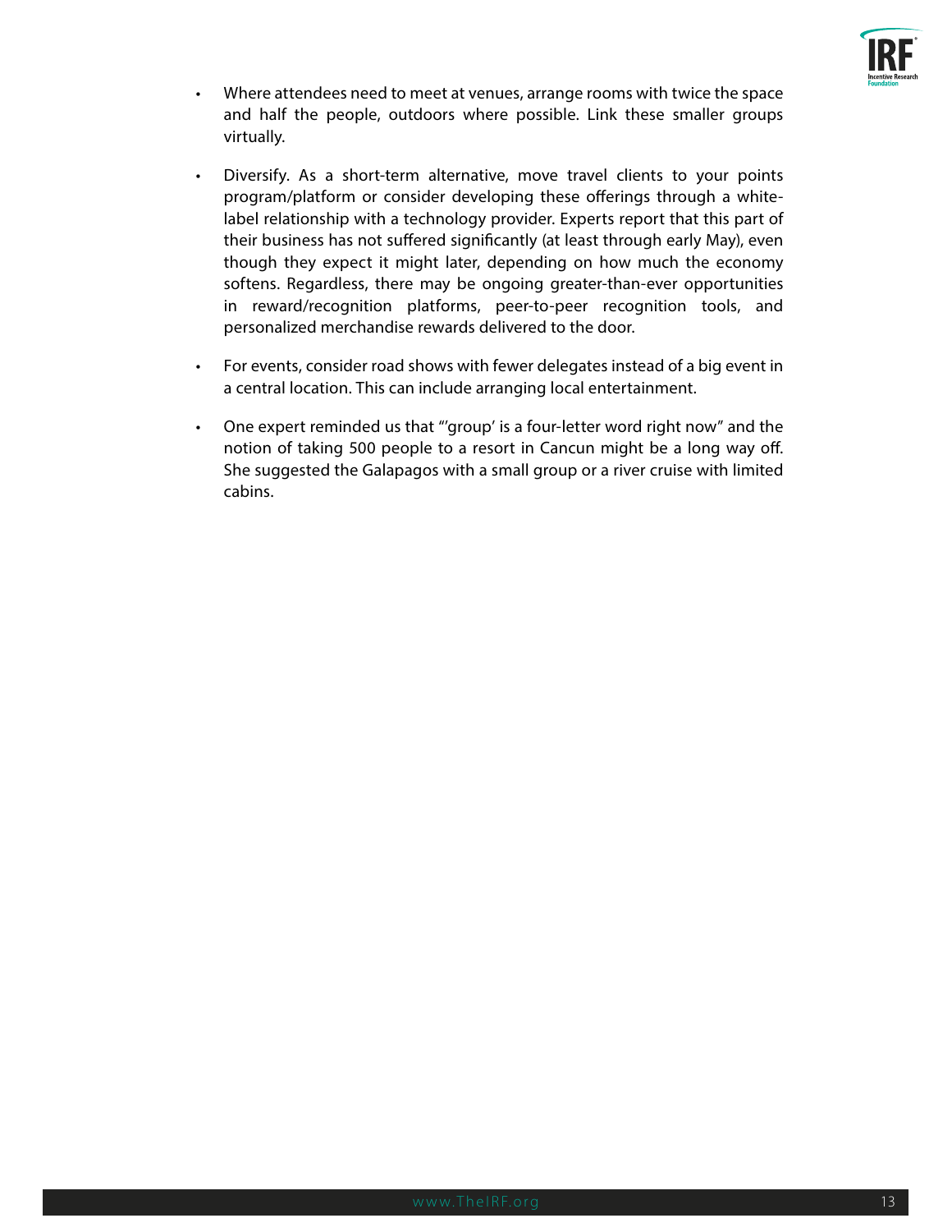- Where attendees need to meet at venues, arrange rooms with twice the space and half the people, outdoors where possible. Link these smaller groups virtually.

- Diversify. As a short-term alternative, move travel clients to your points program/platform or consider developing these offerings through a white-label relationship with a technology provider. Experts report that this part of their business has not suffered significantly (at least through early May), even though they expect it might later, depending on how much the economy softens. Regardless, there may be ongoing greater-than-ever opportunities in reward/recognition platforms, peer-to-peer recognition tools, and personalized merchandise rewards delivered to the door.

- For events, consider road shows with fewer delegates instead of a big event in a central location. This can include arranging local entertainment.

- One expert reminded us that "'group' is a four-letter word right now" and the notion of taking 500 people to a resort in Cancun might be a long way off. She suggested the Galapagos with a small group or a river cruise with limited cabins.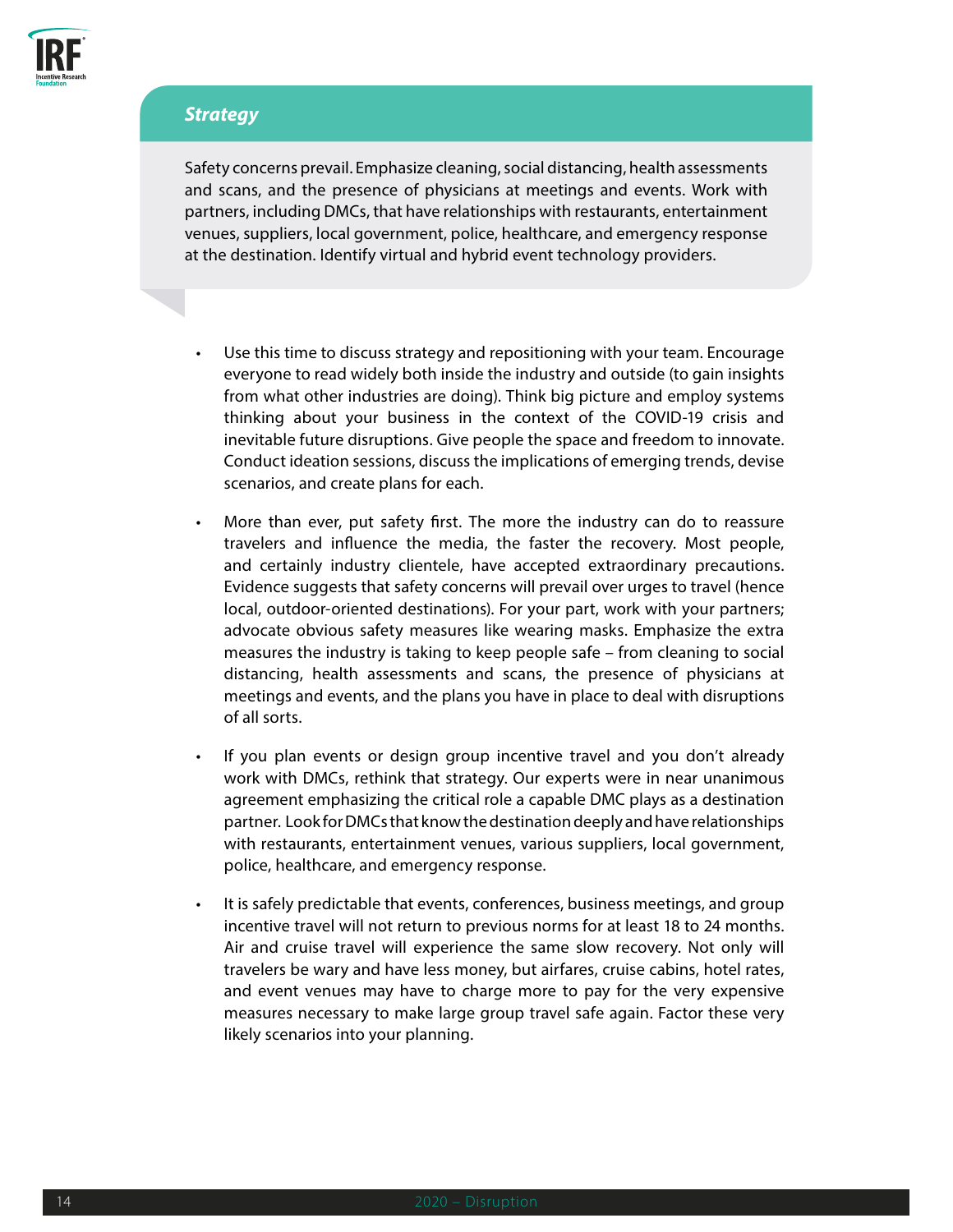### *Strategy*

Safety concerns prevail. Emphasize cleaning, social distancing, health assessments and scans, and the presence of physicians at meetings and events. Work with partners, including DMCs, that have relationships with restaurants, entertainment venues, suppliers, local government, police, healthcare, and emergency response at the destination. Identify virtual and hybrid event technology providers.

- Use this time to discuss strategy and repositioning with your team. Encourage everyone to read widely both inside the industry and outside (to gain insights from what other industries are doing). Think big picture and employ systems thinking about your business in the context of the COVID-19 crisis and inevitable future disruptions. Give people the space and freedom to innovate. Conduct ideation sessions, discuss the implications of emerging trends, devise scenarios, and create plans for each.

- More than ever, put safety first. The more the industry can do to reassure travelers and influence the media, the faster the recovery. Most people, and certainly industry clientele, have accepted extraordinary precautions. Evidence suggests that safety concerns will prevail over urges to travel (hence local, outdoor-oriented destinations). For your part, work with your partners; advocate obvious safety measures like wearing masks. Emphasize the extra measures the industry is taking to keep people safe – from cleaning to social distancing, health assessments and scans, the presence of physicians at meetings and events, and the plans you have in place to deal with disruptions of all sorts.

- If you plan events or design group incentive travel and you don't already work with DMCs, rethink that strategy. Our experts were in near unanimous agreement emphasizing the critical role a capable DMC plays as a destination partner. Look for DMCs that know the destination deeply and have relationships with restaurants, entertainment venues, various suppliers, local government, police, healthcare, and emergency response.

- It is safely predictable that events, conferences, business meetings, and group incentive travel will not return to previous norms for at least 18 to 24 months. Air and cruise travel will experience the same slow recovery. Not only will travelers be wary and have less money, but airfares, cruise cabins, hotel rates, and event venues may have to charge more to pay for the very expensive measures necessary to make large group travel safe again. Factor these very likely scenarios into your planning.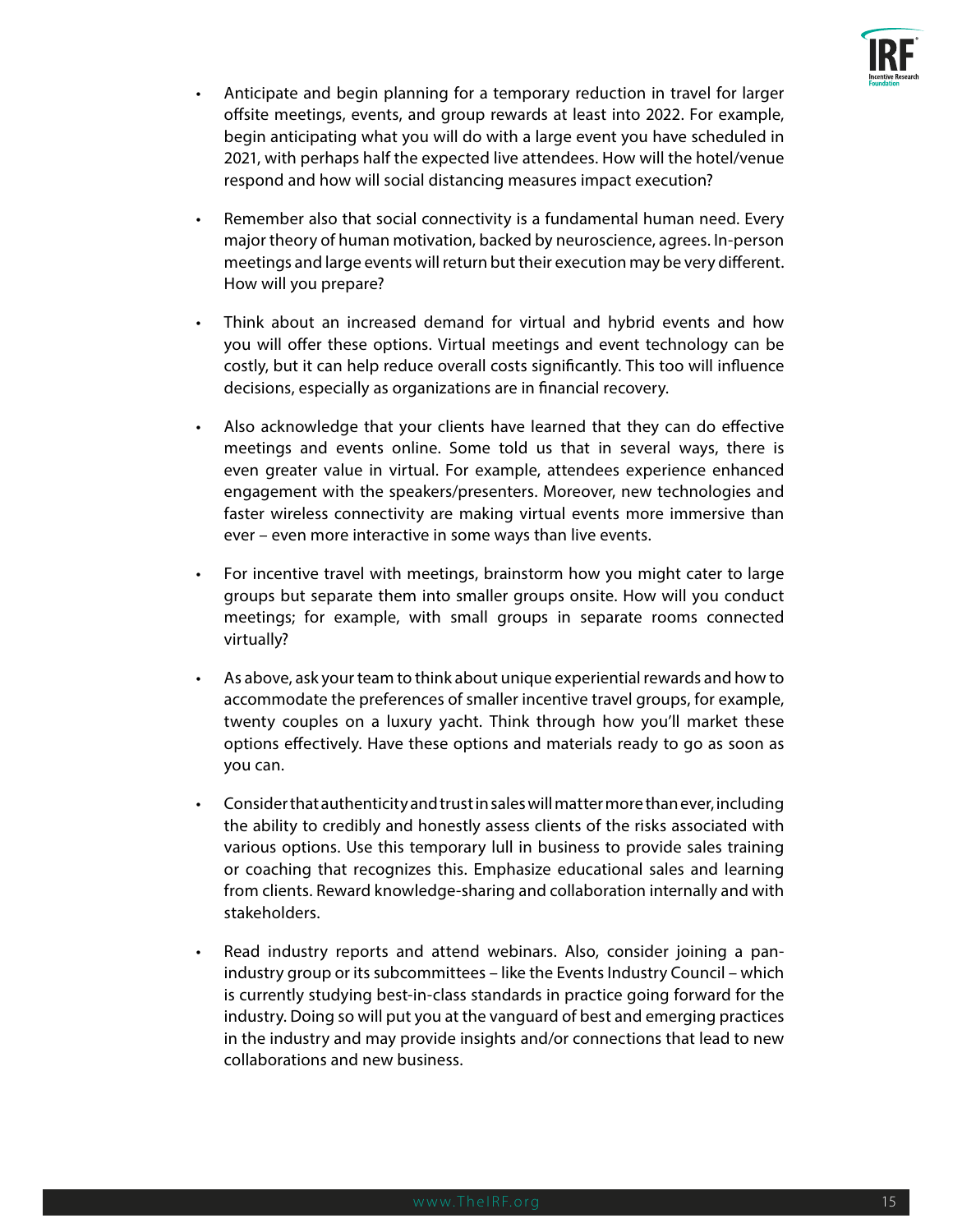- Anticipate and begin planning for a temporary reduction in travel for larger offsite meetings, events, and group rewards at least into 2022. For example, begin anticipating what you will do with a large event you have scheduled in 2021, with perhaps half the expected live attendees. How will the hotel/venue respond and how will social distancing measures impact execution?

- Remember also that social connectivity is a fundamental human need. Every major theory of human motivation, backed by neuroscience, agrees. In-person meetings and large events will return but their execution may be very different. How will you prepare?

- Think about an increased demand for virtual and hybrid events and how you will offer these options. Virtual meetings and event technology can be costly, but it can help reduce overall costs significantly. This too will influence decisions, especially as organizations are in financial recovery.

- Also acknowledge that your clients have learned that they can do effective meetings and events online. Some told us that in several ways, there is even greater value in virtual. For example, attendees experience enhanced engagement with the speakers/presenters. Moreover, new technologies and faster wireless connectivity are making virtual events more immersive than ever – even more interactive in some ways than live events.

- For incentive travel with meetings, brainstorm how you might cater to large groups but separate them into smaller groups onsite. How will you conduct meetings; for example, with small groups in separate rooms connected virtually?

- As above, ask your team to think about unique experiential rewards and how to accommodate the preferences of smaller incentive travel groups, for example, twenty couples on a luxury yacht. Think through how you'll market these options effectively. Have these options and materials ready to go as soon as you can.

- Consider that authenticity and trust in sales will matter more than ever, including the ability to credibly and honestly assess clients of the risks associated with various options. Use this temporary lull in business to provide sales training or coaching that recognizes this. Emphasize educational sales and learning from clients. Reward knowledge-sharing and collaboration internally and with stakeholders.

- Read industry reports and attend webinars. Also, consider joining a pan-industry group or its subcommittees – like the Events Industry Council – which is currently studying best-in-class standards in practice going forward for the industry. Doing so will put you at the vanguard of best and emerging practices in the industry and may provide insights and/or connections that lead to new collaborations and new business.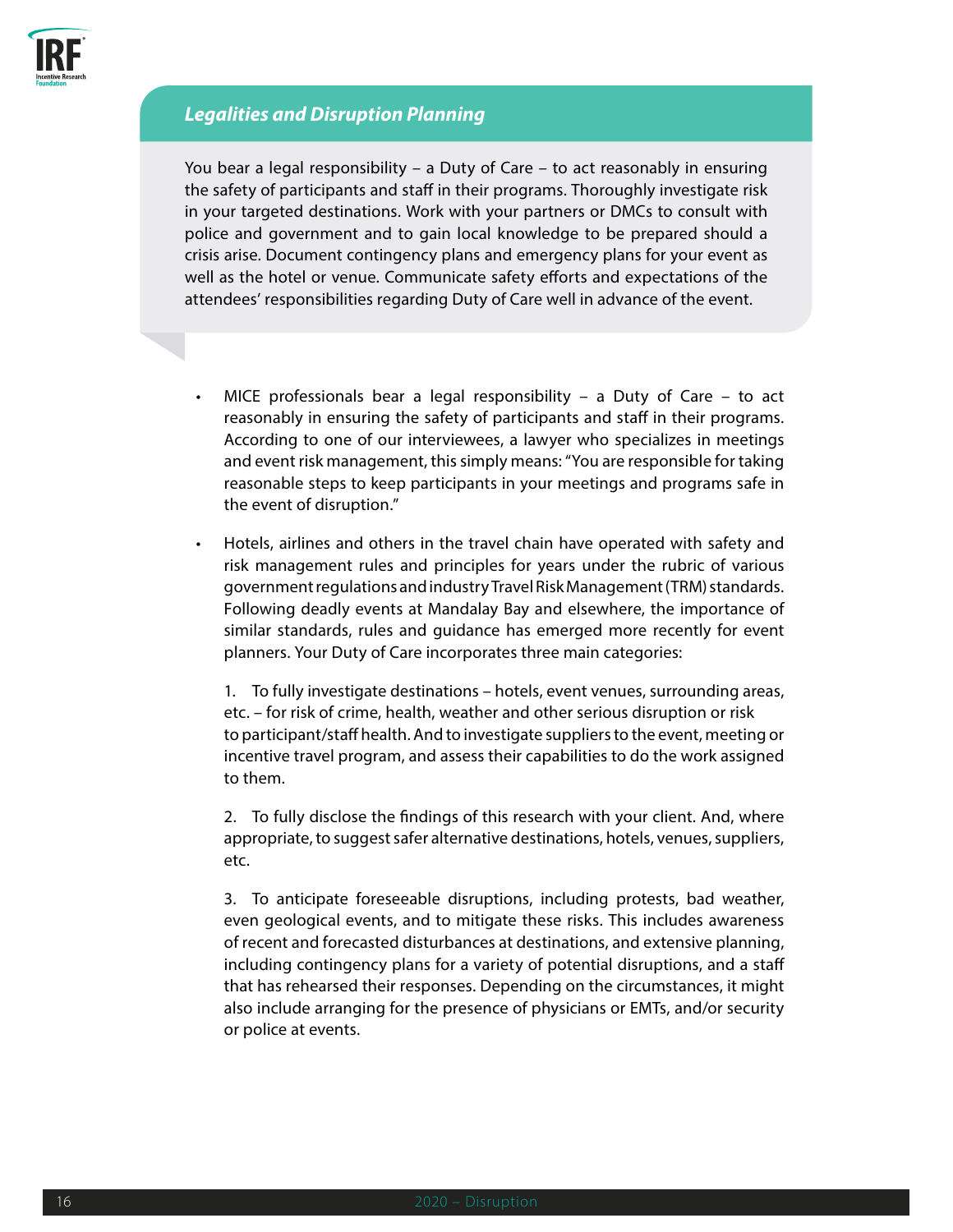### *Legalities and Disruption Planning*

You bear a legal responsibility – a Duty of Care – to act reasonably in ensuring the safety of participants and staff in their programs. Thoroughly investigate risk in your targeted destinations. Work with your partners or DMCs to consult with police and government and to gain local knowledge to be prepared should a crisis arise. Document contingency plans and emergency plans for your event as well as the hotel or venue. Communicate safety efforts and expectations of the attendees' responsibilities regarding Duty of Care well in advance of the event.

- MICE professionals bear a legal responsibility – a Duty of Care – to act reasonably in ensuring the safety of participants and staff in their programs. According to one of our interviewees, a lawyer who specializes in meetings and event risk management, this simply means: "You are responsible for taking reasonable steps to keep participants in your meetings and programs safe in the event of disruption."

- Hotels, airlines and others in the travel chain have operated with safety and risk management rules and principles for years under the rubric of various government regulations and industry Travel Risk Management (TRM) standards. Following deadly events at Mandalay Bay and elsewhere, the importance of similar standards, rules and guidance has emerged more recently for event planners. Your Duty of Care incorporates three main categories:

  1. To fully investigate destinations – hotels, event venues, surrounding areas, etc. – for risk of crime, health, weather and other serious disruption or risk to participant/staff health. And to investigate suppliers to the event, meeting or incentive travel program, and assess their capabilities to do the work assigned to them.

  2. To fully disclose the findings of this research with your client. And, where appropriate, to suggest safer alternative destinations, hotels, venues, suppliers, etc.

  3. To anticipate foreseeable disruptions, including protests, bad weather, even geological events, and to mitigate these risks. This includes awareness of recent and forecasted disturbances at destinations, and extensive planning, including contingency plans for a variety of potential disruptions, and a staff that has rehearsed their responses. Depending on the circumstances, it might also include arranging for the presence of physicians or EMTs, and/or security or police at events.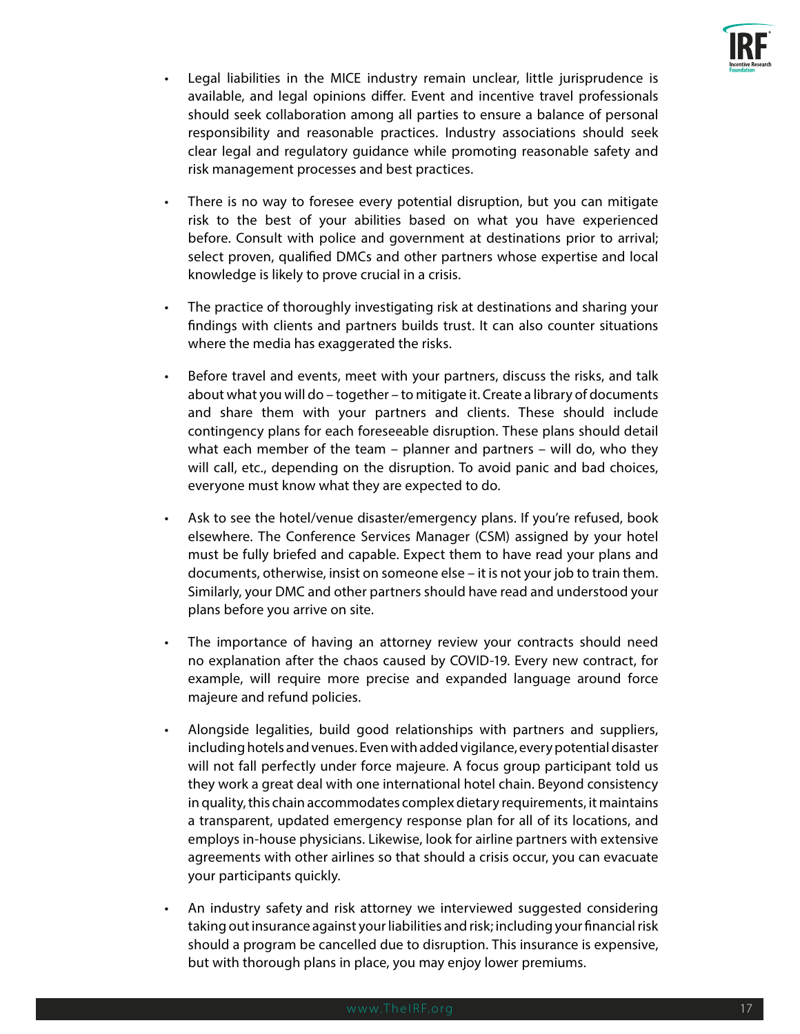- Legal liabilities in the MICE industry remain unclear, little jurisprudence is available, and legal opinions differ. Event and incentive travel professionals should seek collaboration among all parties to ensure a balance of personal responsibility and reasonable practices. Industry associations should seek clear legal and regulatory guidance while promoting reasonable safety and risk management processes and best practices.

- There is no way to foresee every potential disruption, but you can mitigate risk to the best of your abilities based on what you have experienced before. Consult with police and government at destinations prior to arrival; select proven, qualified DMCs and other partners whose expertise and local knowledge is likely to prove crucial in a crisis.

- The practice of thoroughly investigating risk at destinations and sharing your findings with clients and partners builds trust. It can also counter situations where the media has exaggerated the risks.

- Before travel and events, meet with your partners, discuss the risks, and talk about what you will do – together – to mitigate it. Create a library of documents and share them with your partners and clients. These should include contingency plans for each foreseeable disruption. These plans should detail what each member of the team – planner and partners – will do, who they will call, etc., depending on the disruption. To avoid panic and bad choices, everyone must know what they are expected to do.

- Ask to see the hotel/venue disaster/emergency plans. If you're refused, book elsewhere. The Conference Services Manager (CSM) assigned by your hotel must be fully briefed and capable. Expect them to have read your plans and documents, otherwise, insist on someone else – it is not your job to train them. Similarly, your DMC and other partners should have read and understood your plans before you arrive on site.

- The importance of having an attorney review your contracts should need no explanation after the chaos caused by COVID-19. Every new contract, for example, will require more precise and expanded language around force majeure and refund policies.

- Alongside legalities, build good relationships with partners and suppliers, including hotels and venues. Even with added vigilance, every potential disaster will not fall perfectly under force majeure. A focus group participant told us they work a great deal with one international hotel chain. Beyond consistency in quality, this chain accommodates complex dietary requirements, it maintains a transparent, updated emergency response plan for all of its locations, and employs in-house physicians. Likewise, look for airline partners with extensive agreements with other airlines so that should a crisis occur, you can evacuate your participants quickly.

- An industry safety and risk attorney we interviewed suggested considering taking out insurance against your liabilities and risk; including your financial risk should a program be cancelled due to disruption. This insurance is expensive, but with thorough plans in place, you may enjoy lower premiums.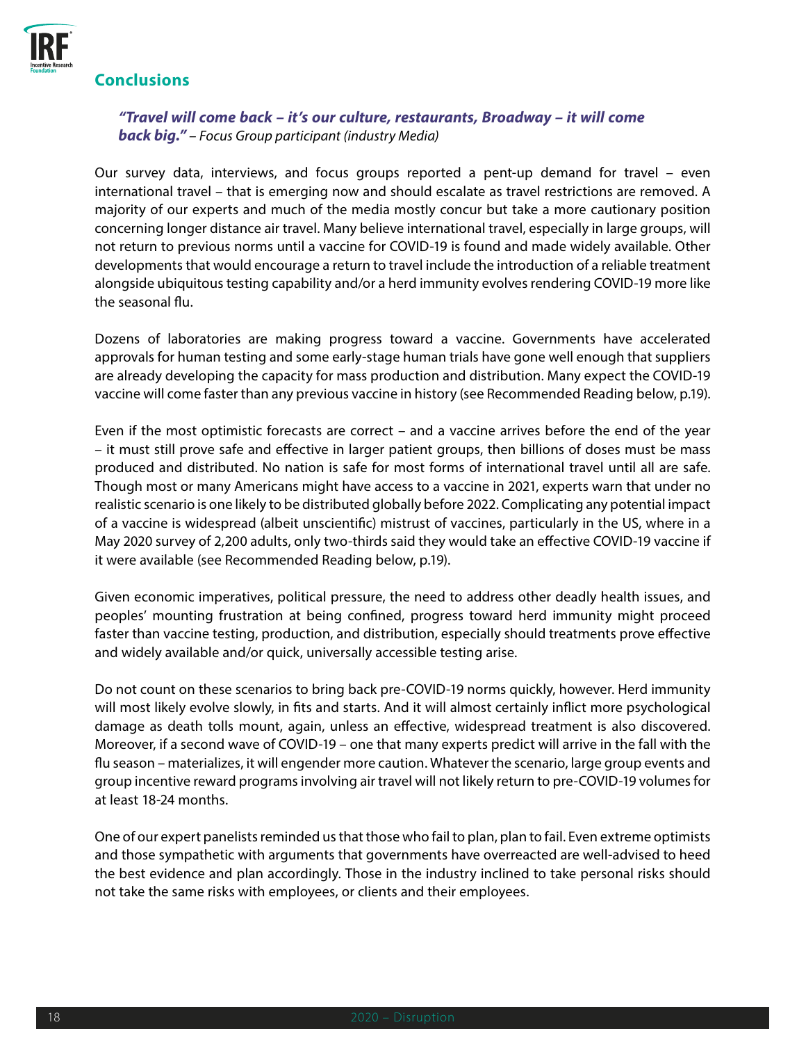## Conclusions

> ***"Travel will come back – it's our culture, restaurants, Broadway – it will come back big."*** *– Focus Group participant (industry Media)*

Our survey data, interviews, and focus groups reported a pent-up demand for travel – even international travel – that is emerging now and should escalate as travel restrictions are removed. A majority of our experts and much of the media mostly concur but take a more cautionary position concerning longer distance air travel. Many believe international travel, especially in large groups, will not return to previous norms until a vaccine for COVID-19 is found and made widely available. Other developments that would encourage a return to travel include the introduction of a reliable treatment alongside ubiquitous testing capability and/or a herd immunity evolves rendering COVID-19 more like the seasonal flu.

Dozens of laboratories are making progress toward a vaccine. Governments have accelerated approvals for human testing and some early-stage human trials have gone well enough that suppliers are already developing the capacity for mass production and distribution. Many expect the COVID-19 vaccine will come faster than any previous vaccine in history (see Recommended Reading below, p.19).

Even if the most optimistic forecasts are correct – and a vaccine arrives before the end of the year – it must still prove safe and effective in larger patient groups, then billions of doses must be mass produced and distributed. No nation is safe for most forms of international travel until all are safe. Though most or many Americans might have access to a vaccine in 2021, experts warn that under no realistic scenario is one likely to be distributed globally before 2022. Complicating any potential impact of a vaccine is widespread (albeit unscientific) mistrust of vaccines, particularly in the US, where in a May 2020 survey of 2,200 adults, only two-thirds said they would take an effective COVID-19 vaccine if it were available (see Recommended Reading below, p.19).

Given economic imperatives, political pressure, the need to address other deadly health issues, and peoples' mounting frustration at being confined, progress toward herd immunity might proceed faster than vaccine testing, production, and distribution, especially should treatments prove effective and widely available and/or quick, universally accessible testing arise.

Do not count on these scenarios to bring back pre-COVID-19 norms quickly, however. Herd immunity will most likely evolve slowly, in fits and starts. And it will almost certainly inflict more psychological damage as death tolls mount, again, unless an effective, widespread treatment is also discovered. Moreover, if a second wave of COVID-19 – one that many experts predict will arrive in the fall with the flu season – materializes, it will engender more caution. Whatever the scenario, large group events and group incentive reward programs involving air travel will not likely return to pre-COVID-19 volumes for at least 18-24 months.

One of our expert panelists reminded us that those who fail to plan, plan to fail. Even extreme optimists and those sympathetic with arguments that governments have overreacted are well-advised to heed the best evidence and plan accordingly. Those in the industry inclined to take personal risks should not take the same risks with employees, or clients and their employees.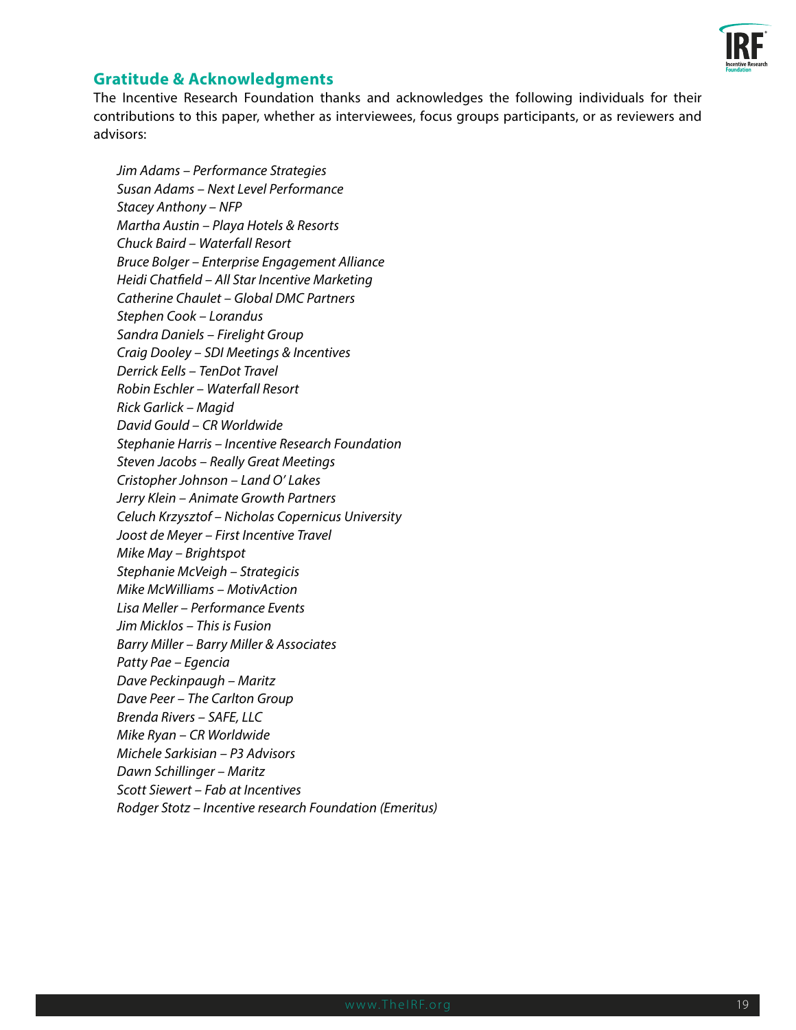## Gratitude & Acknowledgments

The Incentive Research Foundation thanks and acknowledges the following individuals for their contributions to this paper, whether as interviewees, focus groups participants, or as reviewers and advisors:

*Jim Adams – Performance Strategies*  
*Susan Adams – Next Level Performance*  
*Stacey Anthony – NFP*  
*Martha Austin – Playa Hotels & Resorts*  
*Chuck Baird – Waterfall Resort*  
*Bruce Bolger – Enterprise Engagement Alliance*  
*Heidi Chatfield – All Star Incentive Marketing*  
*Catherine Chaulet – Global DMC Partners*  
*Stephen Cook – Lorandus*  
*Sandra Daniels – Firelight Group*  
*Craig Dooley – SDI Meetings & Incentives*  
*Derrick Eells – TenDot Travel*  
*Robin Eschler – Waterfall Resort*  
*Rick Garlick – Magid*  
*David Gould – CR Worldwide*  
*Stephanie Harris – Incentive Research Foundation*  
*Steven Jacobs – Really Great Meetings*  
*Cristopher Johnson – Land O' Lakes*  
*Jerry Klein – Animate Growth Partners*  
*Celuch Krzysztof – Nicholas Copernicus University*  
*Joost de Meyer – First Incentive Travel*  
*Mike May – Brightspot*  
*Stephanie McVeigh – Strategicis*  
*Mike McWilliams – MotivAction*  
*Lisa Meller – Performance Events*  
*Jim Micklos – This is Fusion*  
*Barry Miller – Barry Miller & Associates*  
*Patty Pae – Egencia*  
*Dave Peckinpaugh – Maritz*  
*Dave Peer – The Carlton Group*  
*Brenda Rivers – SAFE, LLC*  
*Mike Ryan – CR Worldwide*  
*Michele Sarkisian – P3 Advisors*  
*Dawn Schillinger – Maritz*  
*Scott Siewert – Fab at Incentives*  
*Rodger Stotz – Incentive research Foundation (Emeritus)*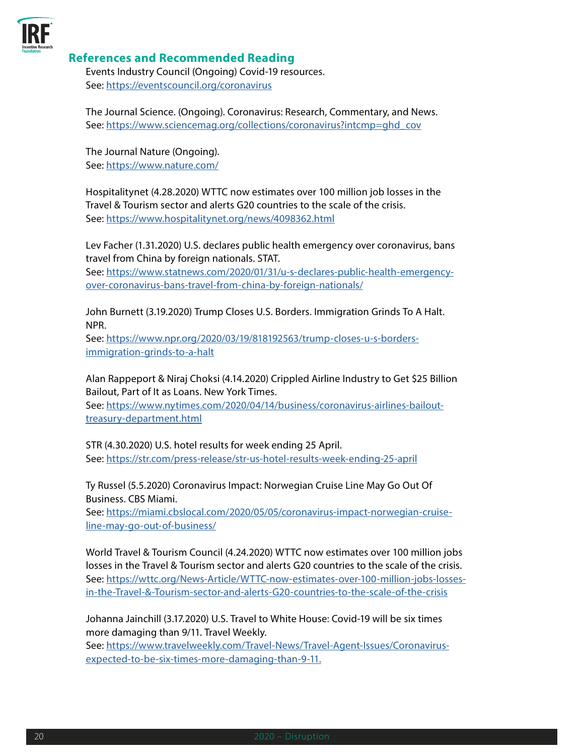## References and Recommended Reading

Events Industry Council (Ongoing) Covid-19 resources.
See: https://eventscouncil.org/coronavirus

The Journal Science. (Ongoing). Coronavirus: Research, Commentary, and News.
See: https://www.sciencemag.org/collections/coronavirus?intcmp=ghd_cov

The Journal Nature (Ongoing).
See: https://www.nature.com/

Hospitalitynet (4.28.2020) WTTC now estimates over 100 million job losses in the Travel & Tourism sector and alerts G20 countries to the scale of the crisis.
See: https://www.hospitalitynet.org/news/4098362.html

Lev Facher (1.31.2020) U.S. declares public health emergency over coronavirus, bans travel from China by foreign nationals. STAT.
See: https://www.statnews.com/2020/01/31/u-s-declares-public-health-emergency-over-coronavirus-bans-travel-from-china-by-foreign-nationals/

John Burnett (3.19.2020) Trump Closes U.S. Borders. Immigration Grinds To A Halt. NPR.
See: https://www.npr.org/2020/03/19/818192563/trump-closes-u-s-borders-immigration-grinds-to-a-halt

Alan Rappeport & Niraj Choksi (4.14.2020) Crippled Airline Industry to Get $25 Billion Bailout, Part of It as Loans. New York Times.
See: https://www.nytimes.com/2020/04/14/business/coronavirus-airlines-bailout-treasury-department.html

STR (4.30.2020) U.S. hotel results for week ending 25 April.
See: https://str.com/press-release/str-us-hotel-results-week-ending-25-april

Ty Russel (5.5.2020) Coronavirus Impact: Norwegian Cruise Line May Go Out Of Business. CBS Miami.
See: https://miami.cbslocal.com/2020/05/05/coronavirus-impact-norwegian-cruise-line-may-go-out-of-business/

World Travel & Tourism Council (4.24.2020) WTTC now estimates over 100 million jobs losses in the Travel & Tourism sector and alerts G20 countries to the scale of the crisis.
See: https://wttc.org/News-Article/WTTC-now-estimates-over-100-million-jobs-losses-in-the-Travel-&-Tourism-sector-and-alerts-G20-countries-to-the-scale-of-the-crisis

Johanna Jainchill (3.17.2020) U.S. Travel to White House: Covid-19 will be six times more damaging than 9/11. Travel Weekly.
See: https://www.travelweekly.com/Travel-News/Travel-Agent-Issues/Coronavirus-expected-to-be-six-times-more-damaging-than-9-11.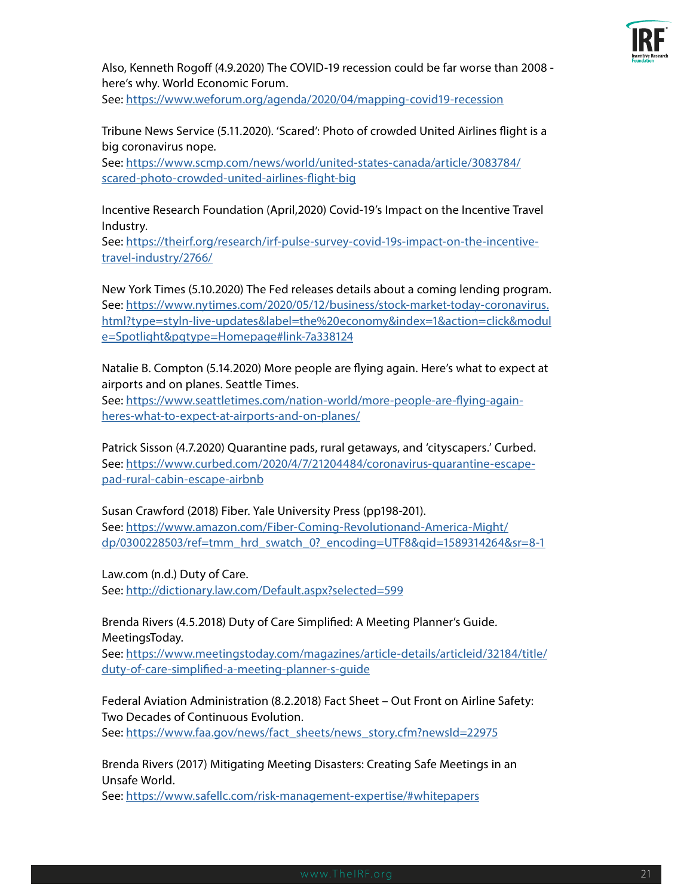Also, Kenneth Rogoff (4.9.2020) The COVID-19 recession could be far worse than 2008 - here's why. World Economic Forum.
See: https://www.weforum.org/agenda/2020/04/mapping-covid19-recession

Tribune News Service (5.11.2020). 'Scared': Photo of crowded United Airlines flight is a big coronavirus nope.
See: https://www.scmp.com/news/world/united-states-canada/article/3083784/scared-photo-crowded-united-airlines-flight-big

Incentive Research Foundation (April,2020) Covid-19's Impact on the Incentive Travel Industry.
See: https://theirf.org/research/irf-pulse-survey-covid-19s-impact-on-the-incentive-travel-industry/2766/

New York Times (5.10.2020) The Fed releases details about a coming lending program.
See: https://www.nytimes.com/2020/05/12/business/stock-market-today-coronavirus.html?type=styln-live-updates&label=the%20economy&index=1&action=click&module=Spotlight&pgtype=Homepage#link-7a338124

Natalie B. Compton (5.14.2020) More people are flying again. Here's what to expect at airports and on planes. Seattle Times.
See: https://www.seattletimes.com/nation-world/more-people-are-flying-again-heres-what-to-expect-at-airports-and-on-planes/

Patrick Sisson (4.7.2020) Quarantine pads, rural getaways, and 'cityscapers.' Curbed.
See: https://www.curbed.com/2020/4/7/21204484/coronavirus-quarantine-escape-pad-rural-cabin-escape-airbnb

Susan Crawford (2018) Fiber. Yale University Press (pp198-201).
See: https://www.amazon.com/Fiber-Coming-Revolutionand-America-Might/dp/0300228503/ref=tmm_hrd_swatch_0?_encoding=UTF8&qid=1589314264&sr=8-1

Law.com (n.d.) Duty of Care.
See: http://dictionary.law.com/Default.aspx?selected=599

Brenda Rivers (4.5.2018) Duty of Care Simplified: A Meeting Planner's Guide. MeetingsToday.
See: https://www.meetingstoday.com/magazines/article-details/articleid/32184/title/duty-of-care-simplified-a-meeting-planner-s-guide

Federal Aviation Administration (8.2.2018) Fact Sheet – Out Front on Airline Safety: Two Decades of Continuous Evolution.
See: https://www.faa.gov/news/fact_sheets/news_story.cfm?newsId=22975

Brenda Rivers (2017) Mitigating Meeting Disasters: Creating Safe Meetings in an Unsafe World.
See: https://www.safellc.com/risk-management-expertise/#whitepapers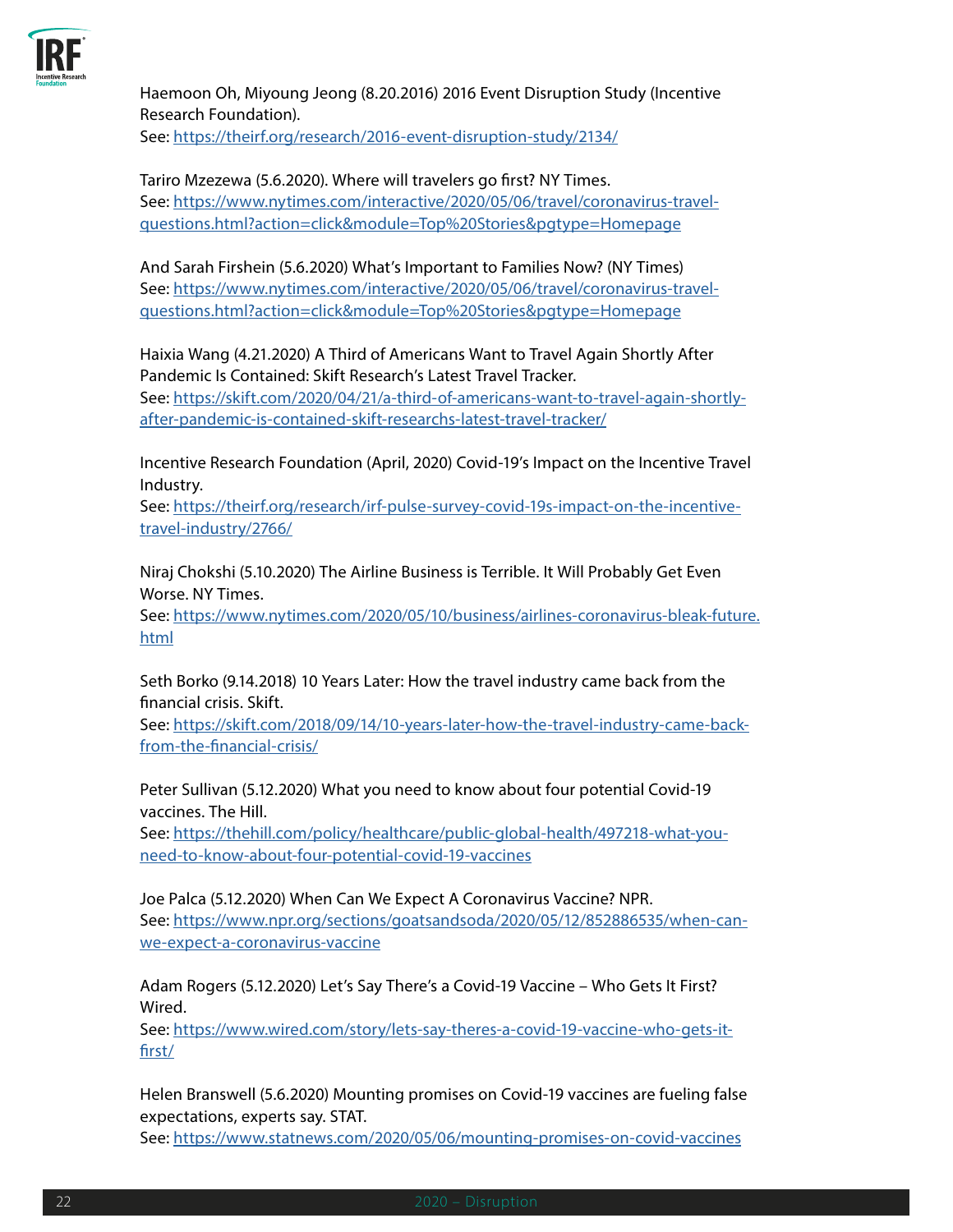Haemoon Oh, Miyoung Jeong (8.20.2016) 2016 Event Disruption Study (Incentive Research Foundation).
See: https://theirf.org/research/2016-event-disruption-study/2134/

Tariro Mzezewa (5.6.2020). Where will travelers go first? NY Times.
See: https://www.nytimes.com/interactive/2020/05/06/travel/coronavirus-travel-questions.html?action=click&module=Top%20Stories&pgtype=Homepage

And Sarah Firshein (5.6.2020) What's Important to Families Now? (NY Times)
See: https://www.nytimes.com/interactive/2020/05/06/travel/coronavirus-travel-questions.html?action=click&module=Top%20Stories&pgtype=Homepage

Haixia Wang (4.21.2020) A Third of Americans Want to Travel Again Shortly After Pandemic Is Contained: Skift Research's Latest Travel Tracker.
See: https://skift.com/2020/04/21/a-third-of-americans-want-to-travel-again-shortly-after-pandemic-is-contained-skift-researchs-latest-travel-tracker/

Incentive Research Foundation (April, 2020) Covid-19's Impact on the Incentive Travel Industry.
See: https://theirf.org/research/irf-pulse-survey-covid-19s-impact-on-the-incentive-travel-industry/2766/

Niraj Chokshi (5.10.2020) The Airline Business is Terrible. It Will Probably Get Even Worse. NY Times.
See: https://www.nytimes.com/2020/05/10/business/airlines-coronavirus-bleak-future.html

Seth Borko (9.14.2018) 10 Years Later: How the travel industry came back from the financial crisis. Skift.
See: https://skift.com/2018/09/14/10-years-later-how-the-travel-industry-came-back-from-the-financial-crisis/

Peter Sullivan (5.12.2020) What you need to know about four potential Covid-19 vaccines. The Hill.
See: https://thehill.com/policy/healthcare/public-global-health/497218-what-you-need-to-know-about-four-potential-covid-19-vaccines

Joe Palca (5.12.2020) When Can We Expect A Coronavirus Vaccine? NPR.
See: https://www.npr.org/sections/goatsandsoda/2020/05/12/852886535/when-can-we-expect-a-coronavirus-vaccine

Adam Rogers (5.12.2020) Let's Say There's a Covid-19 Vaccine – Who Gets It First? Wired.
See: https://www.wired.com/story/lets-say-theres-a-covid-19-vaccine-who-gets-it-first/

Helen Branswell (5.6.2020) Mounting promises on Covid-19 vaccines are fueling false expectations, experts say. STAT.
See: https://www.statnews.com/2020/05/06/mounting-promises-on-covid-vaccines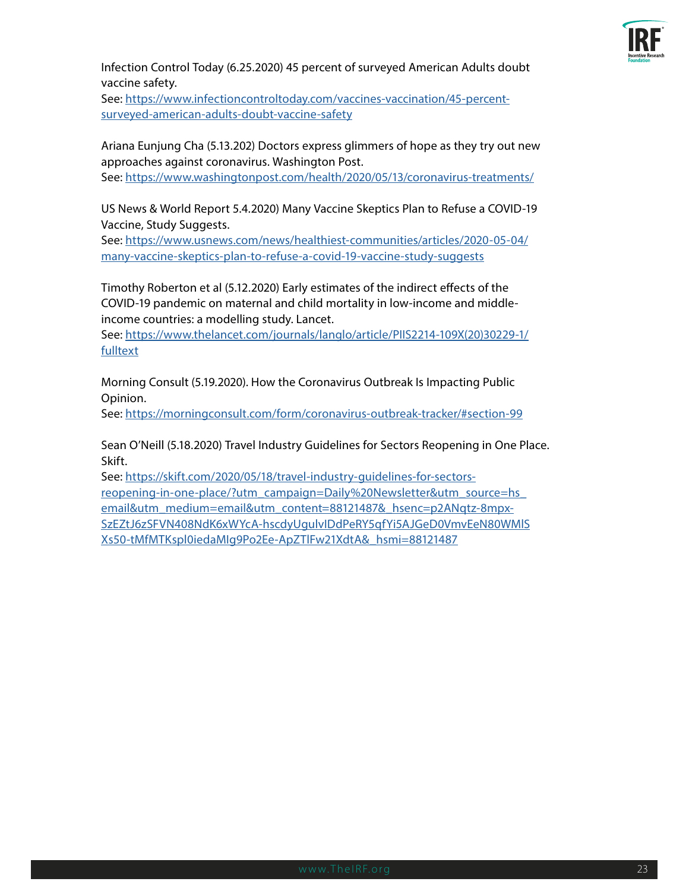Infection Control Today (6.25.2020) 45 percent of surveyed American Adults doubt vaccine safety.
See: https://www.infectioncontroltoday.com/vaccines-vaccination/45-percent-surveyed-american-adults-doubt-vaccine-safety

Ariana Eunjung Cha (5.13.202) Doctors express glimmers of hope as they try out new approaches against coronavirus. Washington Post.
See: https://www.washingtonpost.com/health/2020/05/13/coronavirus-treatments/

US News & World Report 5.4.2020) Many Vaccine Skeptics Plan to Refuse a COVID-19 Vaccine, Study Suggests.
See: https://www.usnews.com/news/healthiest-communities/articles/2020-05-04/many-vaccine-skeptics-plan-to-refuse-a-covid-19-vaccine-study-suggests

Timothy Roberton et al (5.12.2020) Early estimates of the indirect effects of the COVID-19 pandemic on maternal and child mortality in low-income and middle-income countries: a modelling study. Lancet.
See: https://www.thelancet.com/journals/langlo/article/PIIS2214-109X(20)30229-1/fulltext

Morning Consult (5.19.2020). How the Coronavirus Outbreak Is Impacting Public Opinion.
See: https://morningconsult.com/form/coronavirus-outbreak-tracker/#section-99

Sean O'Neill (5.18.2020) Travel Industry Guidelines for Sectors Reopening in One Place. Skift.
See: https://skift.com/2020/05/18/travel-industry-guidelines-for-sectors-reopening-in-one-place/?utm_campaign=Daily%20Newsletter&utm_source=hs_email&utm_medium=email&utm_content=88121487&_hsenc=p2ANqtz-8mpx-SzEZtJ6zSFVN408NdK6xWYcA-hscdyUgulvIDdPeRY5qfYi5AJGeD0VmvEeN80WMlSXs50-tMfMTKspl0iedaMIg9Po2Ee-ApZTlFw21XdtA&_hsmi=88121487